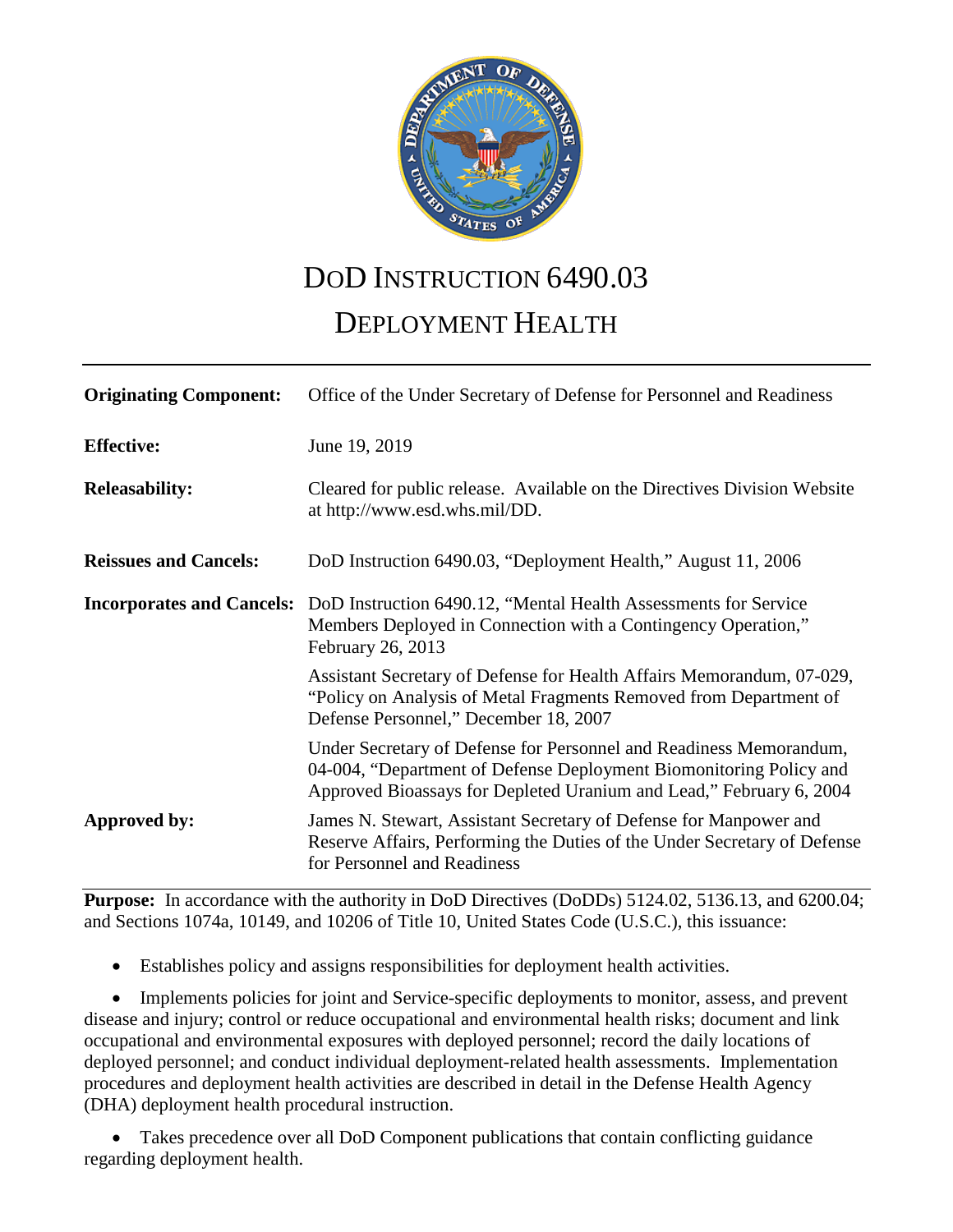# DoD INSTRUCTION 6490.03

# DEPLOYMENT HEALTH

| | |
|---|---|
| **Originating Component:** | Office of the Under Secretary of Defense for Personnel and Readiness |
| **Effective:** | June 19, 2019 |
| **Releasability:** | Cleared for public release. Available on the Directives Division Website at http://www.esd.whs.mil/DD. |
| **Reissues and Cancels:** | DoD Instruction 6490.03, "Deployment Health," August 11, 2006 |
| **Incorporates and Cancels:** | DoD Instruction 6490.12, "Mental Health Assessments for Service Members Deployed in Connection with a Contingency Operation," February 26, 2013 |
| | Assistant Secretary of Defense for Health Affairs Memorandum, 07-029, "Policy on Analysis of Metal Fragments Removed from Department of Defense Personnel," December 18, 2007 |
| | Under Secretary of Defense for Personnel and Readiness Memorandum, 04-004, "Department of Defense Deployment Biomonitoring Policy and Approved Bioassays for Depleted Uranium and Lead," February 6, 2004 |
| **Approved by:** | James N. Stewart, Assistant Secretary of Defense for Manpower and Reserve Affairs, Performing the Duties of the Under Secretary of Defense for Personnel and Readiness |

**Purpose:** In accordance with the authority in DoD Directives (DoDDs) 5124.02, 5136.13, and 6200.04; and Sections 1074a, 10149, and 10206 of Title 10, United States Code (U.S.C.), this issuance:

- Establishes policy and assigns responsibilities for deployment health activities.
- Implements policies for joint and Service-specific deployments to monitor, assess, and prevent disease and injury; control or reduce occupational and environmental health risks; document and link occupational and environmental exposures with deployed personnel; record the daily locations of deployed personnel; and conduct individual deployment-related health assessments. Implementation procedures and deployment health activities are described in detail in the Defense Health Agency (DHA) deployment health procedural instruction.
- Takes precedence over all DoD Component publications that contain conflicting guidance regarding deployment health.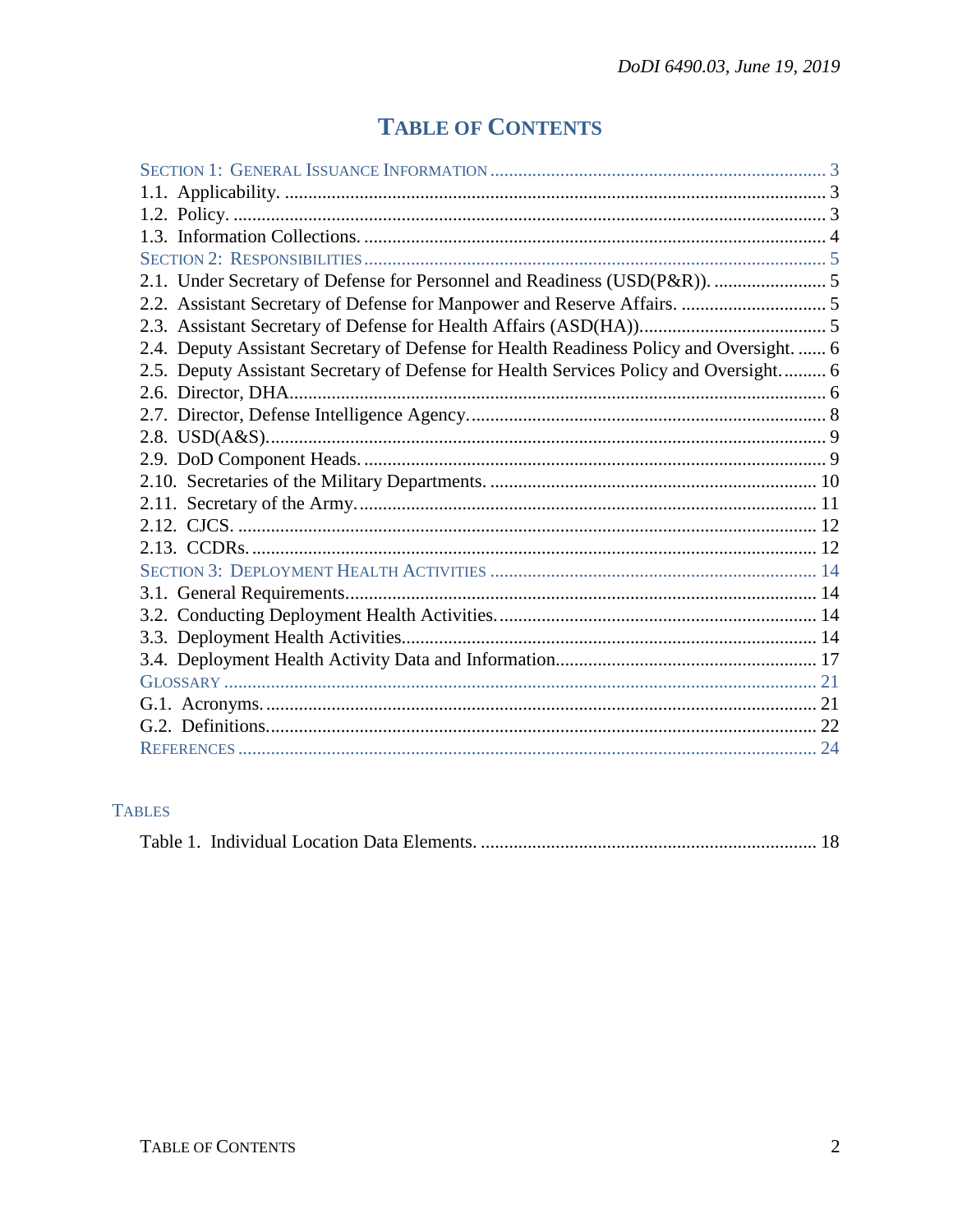# Table of Contents

Section 1: General Issuance Information ... 3
1.1. Applicability. ... 3
1.2. Policy. ... 3
1.3. Information Collections. ... 4
Section 2: Responsibilities ... 5
2.1. Under Secretary of Defense for Personnel and Readiness (USD(P&R)). ... 5
2.2. Assistant Secretary of Defense for Manpower and Reserve Affairs. ... 5
2.3. Assistant Secretary of Defense for Health Affairs (ASD(HA)). ... 5
2.4. Deputy Assistant Secretary of Defense for Health Readiness Policy and Oversight. ... 6
2.5. Deputy Assistant Secretary of Defense for Health Services Policy and Oversight. ... 6
2.6. Director, DHA. ... 6
2.7. Director, Defense Intelligence Agency. ... 8
2.8. USD(A&S). ... 9
2.9. DoD Component Heads. ... 9
2.10. Secretaries of the Military Departments. ... 10
2.11. Secretary of the Army. ... 11
2.12. CJCS. ... 12
2.13. CCDRs. ... 12
Section 3: Deployment Health Activities ... 14
3.1. General Requirements. ... 14
3.2. Conducting Deployment Health Activities. ... 14
3.3. Deployment Health Activities. ... 14
3.4. Deployment Health Activity Data and Information. ... 17
Glossary ... 21
G.1. Acronyms. ... 21
G.2. Definitions. ... 22
References ... 24

## Tables

Table 1. Individual Location Data Elements. ... 18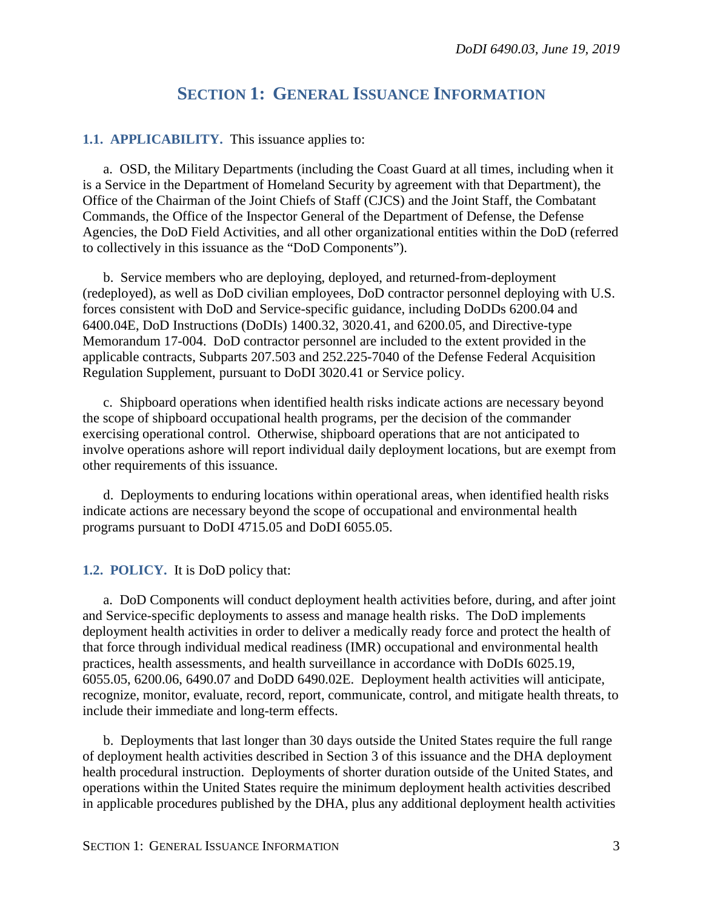# SECTION 1: GENERAL ISSUANCE INFORMATION

**1.1. APPLICABILITY.** This issuance applies to:

a. OSD, the Military Departments (including the Coast Guard at all times, including when it is a Service in the Department of Homeland Security by agreement with that Department), the Office of the Chairman of the Joint Chiefs of Staff (CJCS) and the Joint Staff, the Combatant Commands, the Office of the Inspector General of the Department of Defense, the Defense Agencies, the DoD Field Activities, and all other organizational entities within the DoD (referred to collectively in this issuance as the "DoD Components").

b. Service members who are deploying, deployed, and returned-from-deployment (redeployed), as well as DoD civilian employees, DoD contractor personnel deploying with U.S. forces consistent with DoD and Service-specific guidance, including DoDDs 6200.04 and 6400.04E, DoD Instructions (DoDIs) 1400.32, 3020.41, and 6200.05, and Directive-type Memorandum 17-004. DoD contractor personnel are included to the extent provided in the applicable contracts, Subparts 207.503 and 252.225-7040 of the Defense Federal Acquisition Regulation Supplement, pursuant to DoDI 3020.41 or Service policy.

c. Shipboard operations when identified health risks indicate actions are necessary beyond the scope of shipboard occupational health programs, per the decision of the commander exercising operational control. Otherwise, shipboard operations that are not anticipated to involve operations ashore will report individual daily deployment locations, but are exempt from other requirements of this issuance.

d. Deployments to enduring locations within operational areas, when identified health risks indicate actions are necessary beyond the scope of occupational and environmental health programs pursuant to DoDI 4715.05 and DoDI 6055.05.

**1.2. POLICY.** It is DoD policy that:

a. DoD Components will conduct deployment health activities before, during, and after joint and Service-specific deployments to assess and manage health risks. The DoD implements deployment health activities in order to deliver a medically ready force and protect the health of that force through individual medical readiness (IMR) occupational and environmental health practices, health assessments, and health surveillance in accordance with DoDIs 6025.19, 6055.05, 6200.06, 6490.07 and DoDD 6490.02E. Deployment health activities will anticipate, recognize, monitor, evaluate, record, report, communicate, control, and mitigate health threats, to include their immediate and long-term effects.

b. Deployments that last longer than 30 days outside the United States require the full range of deployment health activities described in Section 3 of this issuance and the DHA deployment health procedural instruction. Deployments of shorter duration outside of the United States, and operations within the United States require the minimum deployment health activities described in applicable procedures published by the DHA, plus any additional deployment health activities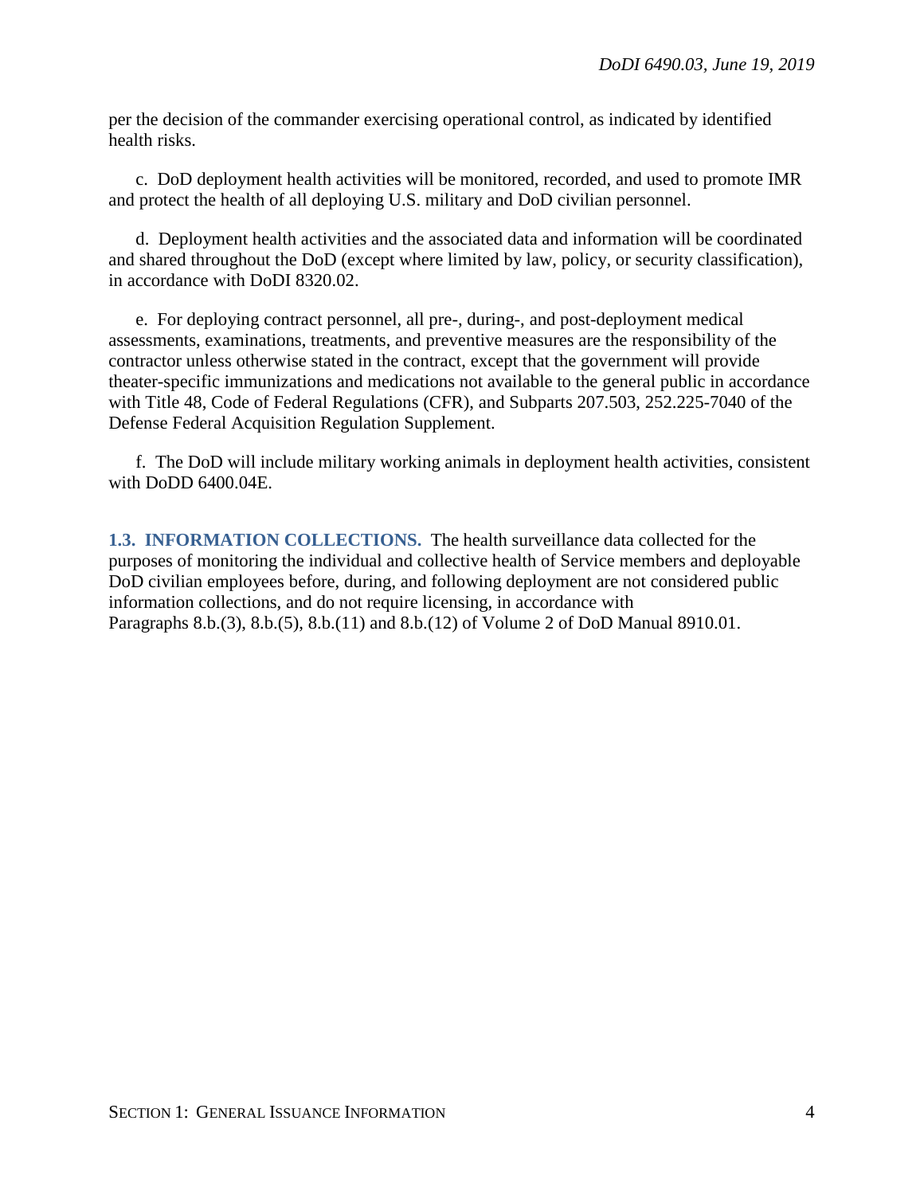per the decision of the commander exercising operational control, as indicated by identified health risks.

c. DoD deployment health activities will be monitored, recorded, and used to promote IMR and protect the health of all deploying U.S. military and DoD civilian personnel.

d. Deployment health activities and the associated data and information will be coordinated and shared throughout the DoD (except where limited by law, policy, or security classification), in accordance with DoDI 8320.02.

e. For deploying contract personnel, all pre-, during-, and post-deployment medical assessments, examinations, treatments, and preventive measures are the responsibility of the contractor unless otherwise stated in the contract, except that the government will provide theater-specific immunizations and medications not available to the general public in accordance with Title 48, Code of Federal Regulations (CFR), and Subparts 207.503, 252.225-7040 of the Defense Federal Acquisition Regulation Supplement.

f. The DoD will include military working animals in deployment health activities, consistent with DoDD 6400.04E.

**1.3. INFORMATION COLLECTIONS.** The health surveillance data collected for the purposes of monitoring the individual and collective health of Service members and deployable DoD civilian employees before, during, and following deployment are not considered public information collections, and do not require licensing, in accordance with Paragraphs 8.b.(3), 8.b.(5), 8.b.(11) and 8.b.(12) of Volume 2 of DoD Manual 8910.01.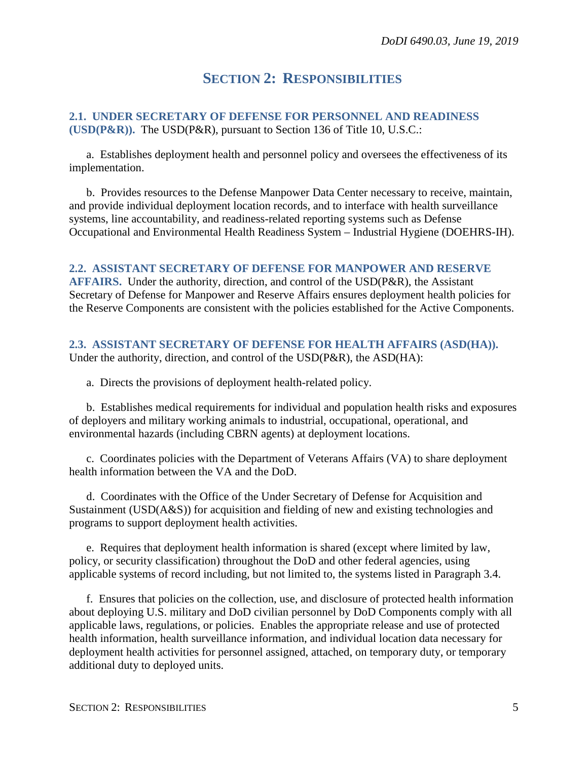# SECTION 2: RESPONSIBILITIES

**2.1. UNDER SECRETARY OF DEFENSE FOR PERSONNEL AND READINESS (USD(P&R)).** The USD(P&R), pursuant to Section 136 of Title 10, U.S.C.:

a. Establishes deployment health and personnel policy and oversees the effectiveness of its implementation.

b. Provides resources to the Defense Manpower Data Center necessary to receive, maintain, and provide individual deployment location records, and to interface with health surveillance systems, line accountability, and readiness-related reporting systems such as Defense Occupational and Environmental Health Readiness System – Industrial Hygiene (DOEHRS-IH).

**2.2. ASSISTANT SECRETARY OF DEFENSE FOR MANPOWER AND RESERVE AFFAIRS.** Under the authority, direction, and control of the USD(P&R), the Assistant Secretary of Defense for Manpower and Reserve Affairs ensures deployment health policies for the Reserve Components are consistent with the policies established for the Active Components.

**2.3. ASSISTANT SECRETARY OF DEFENSE FOR HEALTH AFFAIRS (ASD(HA)).** Under the authority, direction, and control of the USD(P&R), the ASD(HA):

a. Directs the provisions of deployment health-related policy.

b. Establishes medical requirements for individual and population health risks and exposures of deployers and military working animals to industrial, occupational, operational, and environmental hazards (including CBRN agents) at deployment locations.

c. Coordinates policies with the Department of Veterans Affairs (VA) to share deployment health information between the VA and the DoD.

d. Coordinates with the Office of the Under Secretary of Defense for Acquisition and Sustainment (USD(A&S)) for acquisition and fielding of new and existing technologies and programs to support deployment health activities.

e. Requires that deployment health information is shared (except where limited by law, policy, or security classification) throughout the DoD and other federal agencies, using applicable systems of record including, but not limited to, the systems listed in Paragraph 3.4.

f. Ensures that policies on the collection, use, and disclosure of protected health information about deploying U.S. military and DoD civilian personnel by DoD Components comply with all applicable laws, regulations, or policies. Enables the appropriate release and use of protected health information, health surveillance information, and individual location data necessary for deployment health activities for personnel assigned, attached, on temporary duty, or temporary additional duty to deployed units.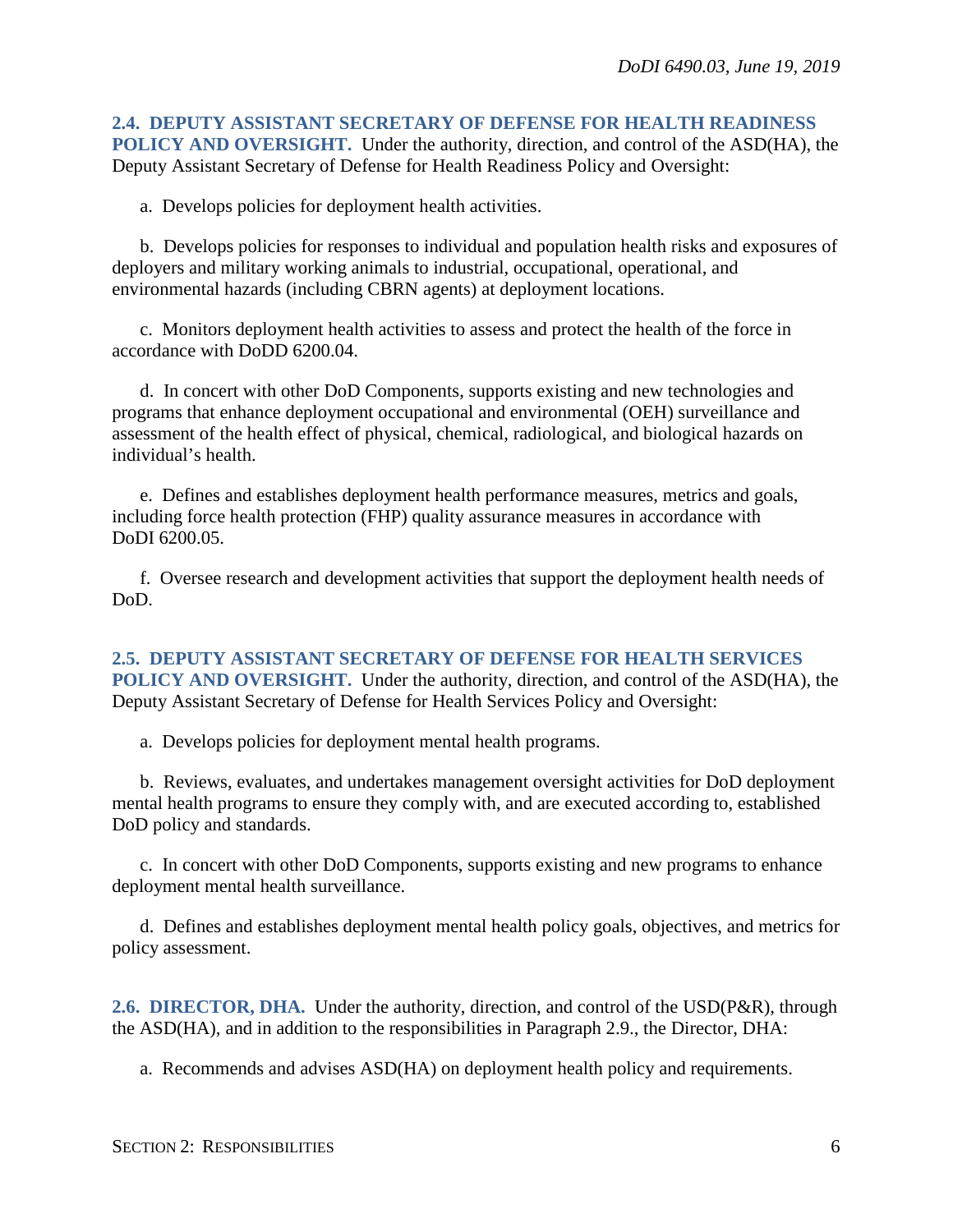**2.4. DEPUTY ASSISTANT SECRETARY OF DEFENSE FOR HEALTH READINESS POLICY AND OVERSIGHT.** Under the authority, direction, and control of the ASD(HA), the Deputy Assistant Secretary of Defense for Health Readiness Policy and Oversight:

a. Develops policies for deployment health activities.

b. Develops policies for responses to individual and population health risks and exposures of deployers and military working animals to industrial, occupational, operational, and environmental hazards (including CBRN agents) at deployment locations.

c. Monitors deployment health activities to assess and protect the health of the force in accordance with DoDD 6200.04.

d. In concert with other DoD Components, supports existing and new technologies and programs that enhance deployment occupational and environmental (OEH) surveillance and assessment of the health effect of physical, chemical, radiological, and biological hazards on individual's health.

e. Defines and establishes deployment health performance measures, metrics and goals, including force health protection (FHP) quality assurance measures in accordance with DoDI 6200.05.

f. Oversee research and development activities that support the deployment health needs of DoD.

**2.5. DEPUTY ASSISTANT SECRETARY OF DEFENSE FOR HEALTH SERVICES POLICY AND OVERSIGHT.** Under the authority, direction, and control of the ASD(HA), the Deputy Assistant Secretary of Defense for Health Services Policy and Oversight:

a. Develops policies for deployment mental health programs.

b. Reviews, evaluates, and undertakes management oversight activities for DoD deployment mental health programs to ensure they comply with, and are executed according to, established DoD policy and standards.

c. In concert with other DoD Components, supports existing and new programs to enhance deployment mental health surveillance.

d. Defines and establishes deployment mental health policy goals, objectives, and metrics for policy assessment.

**2.6. DIRECTOR, DHA.** Under the authority, direction, and control of the USD(P&R), through the ASD(HA), and in addition to the responsibilities in Paragraph 2.9., the Director, DHA:

a. Recommends and advises ASD(HA) on deployment health policy and requirements.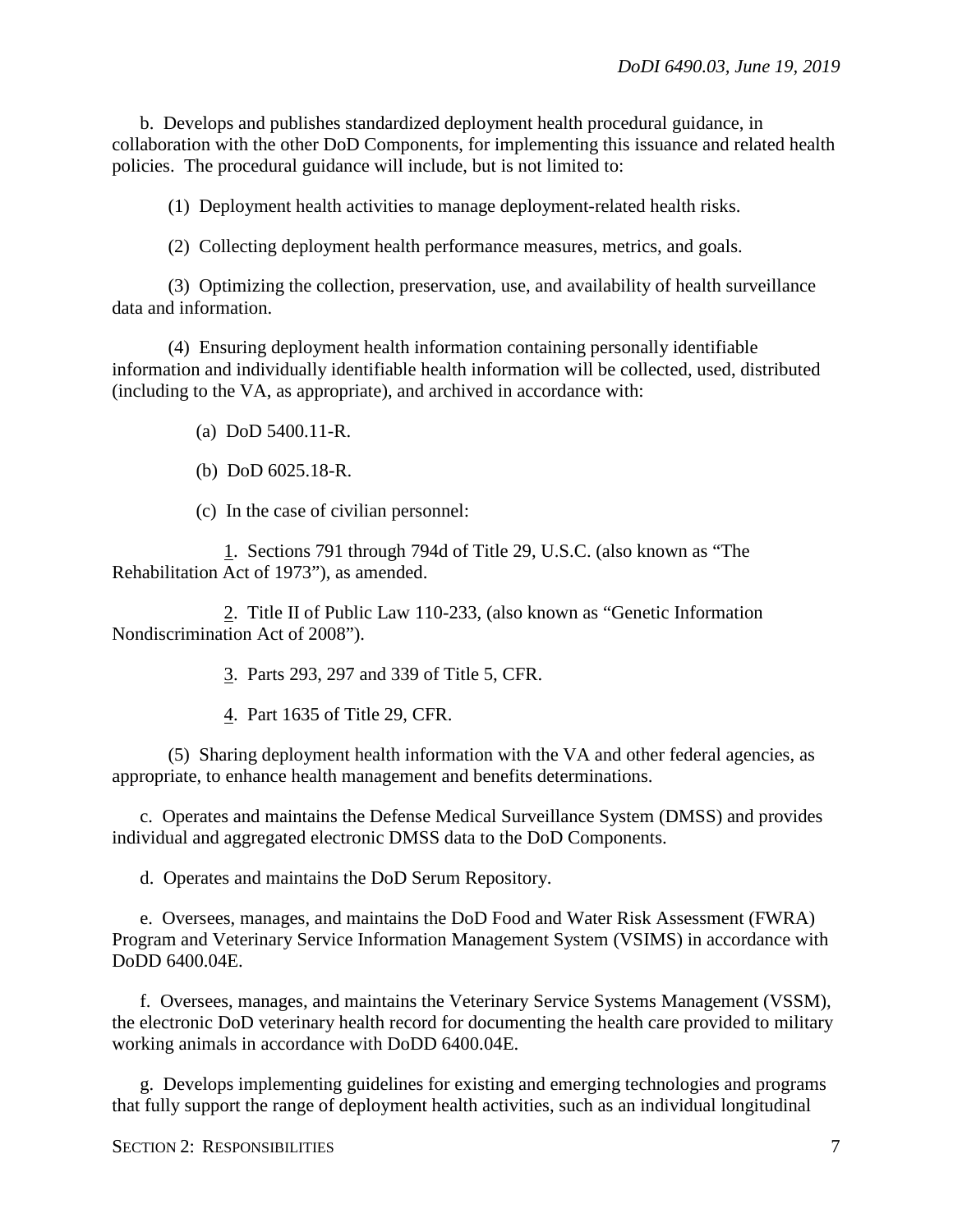b. Develops and publishes standardized deployment health procedural guidance, in collaboration with the other DoD Components, for implementing this issuance and related health policies. The procedural guidance will include, but is not limited to:

(1) Deployment health activities to manage deployment-related health risks.

(2) Collecting deployment health performance measures, metrics, and goals.

(3) Optimizing the collection, preservation, use, and availability of health surveillance data and information.

(4) Ensuring deployment health information containing personally identifiable information and individually identifiable health information will be collected, used, distributed (including to the VA, as appropriate), and archived in accordance with:

(a) DoD 5400.11-R.

(b) DoD 6025.18-R.

(c) In the case of civilian personnel:

1. Sections 791 through 794d of Title 29, U.S.C. (also known as "The Rehabilitation Act of 1973"), as amended.

2. Title II of Public Law 110-233, (also known as "Genetic Information Nondiscrimination Act of 2008").

3. Parts 293, 297 and 339 of Title 5, CFR.

4. Part 1635 of Title 29, CFR.

(5) Sharing deployment health information with the VA and other federal agencies, as appropriate, to enhance health management and benefits determinations.

c. Operates and maintains the Defense Medical Surveillance System (DMSS) and provides individual and aggregated electronic DMSS data to the DoD Components.

d. Operates and maintains the DoD Serum Repository.

e. Oversees, manages, and maintains the DoD Food and Water Risk Assessment (FWRA) Program and Veterinary Service Information Management System (VSIMS) in accordance with DoDD 6400.04E.

f. Oversees, manages, and maintains the Veterinary Service Systems Management (VSSM), the electronic DoD veterinary health record for documenting the health care provided to military working animals in accordance with DoDD 6400.04E.

g. Develops implementing guidelines for existing and emerging technologies and programs that fully support the range of deployment health activities, such as an individual longitudinal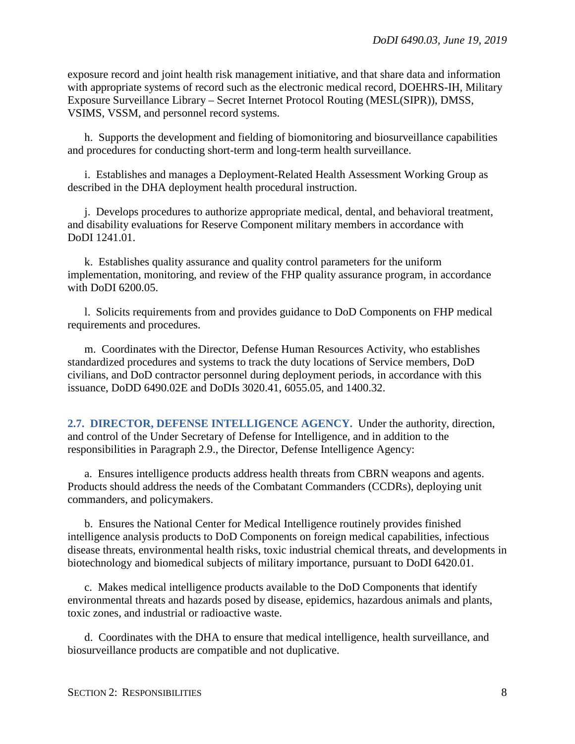exposure record and joint health risk management initiative, and that share data and information with appropriate systems of record such as the electronic medical record, DOEHRS-IH, Military Exposure Surveillance Library – Secret Internet Protocol Routing (MESL(SIPR)), DMSS, VSIMS, VSSM, and personnel record systems.

h. Supports the development and fielding of biomonitoring and biosurveillance capabilities and procedures for conducting short-term and long-term health surveillance.

i. Establishes and manages a Deployment-Related Health Assessment Working Group as described in the DHA deployment health procedural instruction.

j. Develops procedures to authorize appropriate medical, dental, and behavioral treatment, and disability evaluations for Reserve Component military members in accordance with DoDI 1241.01.

k. Establishes quality assurance and quality control parameters for the uniform implementation, monitoring, and review of the FHP quality assurance program, in accordance with DoDI 6200.05.

l. Solicits requirements from and provides guidance to DoD Components on FHP medical requirements and procedures.

m. Coordinates with the Director, Defense Human Resources Activity, who establishes standardized procedures and systems to track the duty locations of Service members, DoD civilians, and DoD contractor personnel during deployment periods, in accordance with this issuance, DoDD 6490.02E and DoDIs 3020.41, 6055.05, and 1400.32.

**2.7. DIRECTOR, DEFENSE INTELLIGENCE AGENCY.** Under the authority, direction, and control of the Under Secretary of Defense for Intelligence, and in addition to the responsibilities in Paragraph 2.9., the Director, Defense Intelligence Agency:

a. Ensures intelligence products address health threats from CBRN weapons and agents. Products should address the needs of the Combatant Commanders (CCDRs), deploying unit commanders, and policymakers.

b. Ensures the National Center for Medical Intelligence routinely provides finished intelligence analysis products to DoD Components on foreign medical capabilities, infectious disease threats, environmental health risks, toxic industrial chemical threats, and developments in biotechnology and biomedical subjects of military importance, pursuant to DoDI 6420.01.

c. Makes medical intelligence products available to the DoD Components that identify environmental threats and hazards posed by disease, epidemics, hazardous animals and plants, toxic zones, and industrial or radioactive waste.

d. Coordinates with the DHA to ensure that medical intelligence, health surveillance, and biosurveillance products are compatible and not duplicative.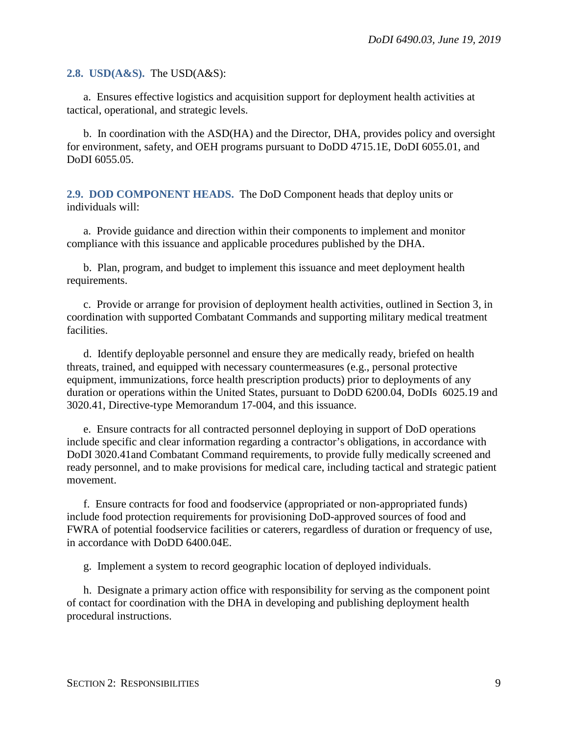**2.8. USD(A&S).** The USD(A&S):

a. Ensures effective logistics and acquisition support for deployment health activities at tactical, operational, and strategic levels.

b. In coordination with the ASD(HA) and the Director, DHA, provides policy and oversight for environment, safety, and OEH programs pursuant to DoDD 4715.1E, DoDI 6055.01, and DoDI 6055.05.

**2.9. DOD COMPONENT HEADS.** The DoD Component heads that deploy units or individuals will:

a. Provide guidance and direction within their components to implement and monitor compliance with this issuance and applicable procedures published by the DHA.

b. Plan, program, and budget to implement this issuance and meet deployment health requirements.

c. Provide or arrange for provision of deployment health activities, outlined in Section 3, in coordination with supported Combatant Commands and supporting military medical treatment facilities.

d. Identify deployable personnel and ensure they are medically ready, briefed on health threats, trained, and equipped with necessary countermeasures (e.g., personal protective equipment, immunizations, force health prescription products) prior to deployments of any duration or operations within the United States, pursuant to DoDD 6200.04, DoDIs 6025.19 and 3020.41, Directive-type Memorandum 17-004, and this issuance.

e. Ensure contracts for all contracted personnel deploying in support of DoD operations include specific and clear information regarding a contractor's obligations, in accordance with DoDI 3020.41and Combatant Command requirements, to provide fully medically screened and ready personnel, and to make provisions for medical care, including tactical and strategic patient movement.

f. Ensure contracts for food and foodservice (appropriated or non-appropriated funds) include food protection requirements for provisioning DoD-approved sources of food and FWRA of potential foodservice facilities or caterers, regardless of duration or frequency of use, in accordance with DoDD 6400.04E.

g. Implement a system to record geographic location of deployed individuals.

h. Designate a primary action office with responsibility for serving as the component point of contact for coordination with the DHA in developing and publishing deployment health procedural instructions.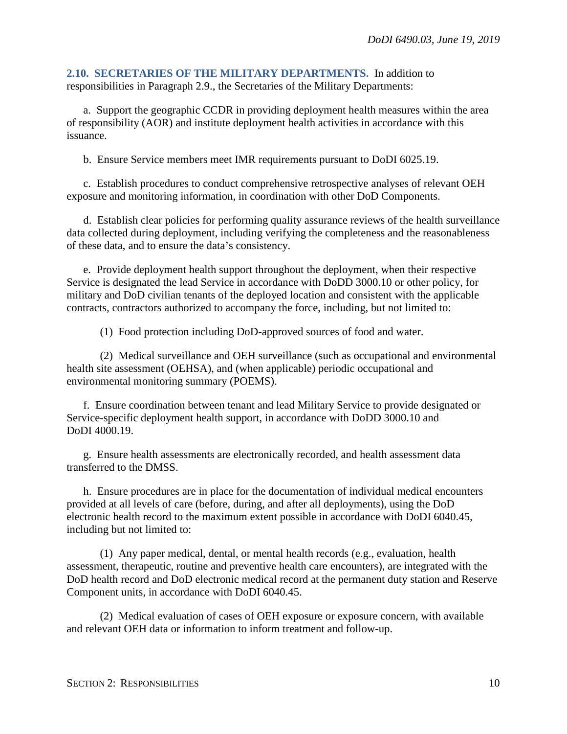**2.10. SECRETARIES OF THE MILITARY DEPARTMENTS.** In addition to responsibilities in Paragraph 2.9., the Secretaries of the Military Departments:

a. Support the geographic CCDR in providing deployment health measures within the area of responsibility (AOR) and institute deployment health activities in accordance with this issuance.

b. Ensure Service members meet IMR requirements pursuant to DoDI 6025.19.

c. Establish procedures to conduct comprehensive retrospective analyses of relevant OEH exposure and monitoring information, in coordination with other DoD Components.

d. Establish clear policies for performing quality assurance reviews of the health surveillance data collected during deployment, including verifying the completeness and the reasonableness of these data, and to ensure the data's consistency.

e. Provide deployment health support throughout the deployment, when their respective Service is designated the lead Service in accordance with DoDD 3000.10 or other policy, for military and DoD civilian tenants of the deployed location and consistent with the applicable contracts, contractors authorized to accompany the force, including, but not limited to:

(1) Food protection including DoD-approved sources of food and water.

(2) Medical surveillance and OEH surveillance (such as occupational and environmental health site assessment (OEHSA), and (when applicable) periodic occupational and environmental monitoring summary (POEMS).

f. Ensure coordination between tenant and lead Military Service to provide designated or Service-specific deployment health support, in accordance with DoDD 3000.10 and DoDI 4000.19.

g. Ensure health assessments are electronically recorded, and health assessment data transferred to the DMSS.

h. Ensure procedures are in place for the documentation of individual medical encounters provided at all levels of care (before, during, and after all deployments), using the DoD electronic health record to the maximum extent possible in accordance with DoDI 6040.45, including but not limited to:

(1) Any paper medical, dental, or mental health records (e.g., evaluation, health assessment, therapeutic, routine and preventive health care encounters), are integrated with the DoD health record and DoD electronic medical record at the permanent duty station and Reserve Component units, in accordance with DoDI 6040.45.

(2) Medical evaluation of cases of OEH exposure or exposure concern, with available and relevant OEH data or information to inform treatment and follow-up.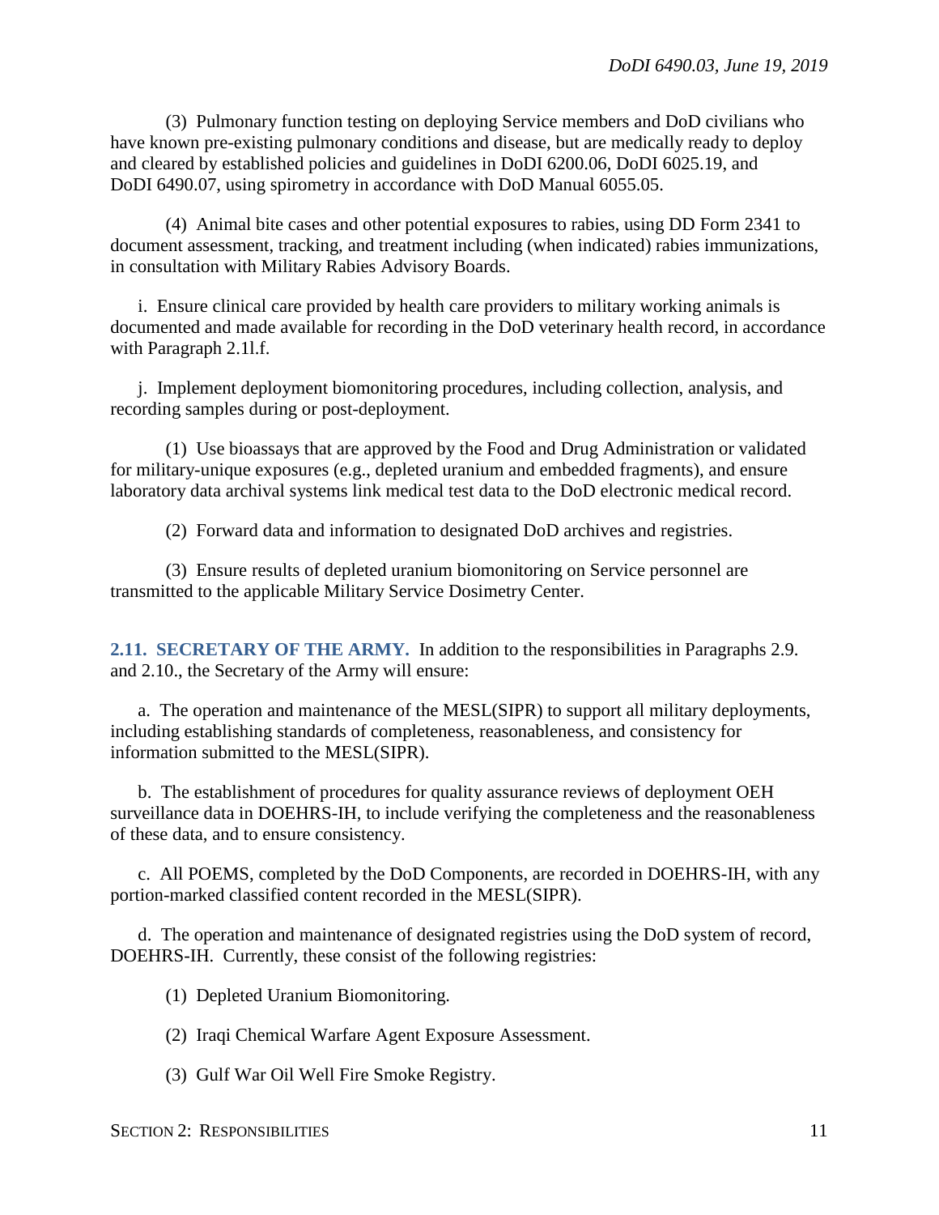(3) Pulmonary function testing on deploying Service members and DoD civilians who have known pre-existing pulmonary conditions and disease, but are medically ready to deploy and cleared by established policies and guidelines in DoDI 6200.06, DoDI 6025.19, and DoDI 6490.07, using spirometry in accordance with DoD Manual 6055.05.

(4) Animal bite cases and other potential exposures to rabies, using DD Form 2341 to document assessment, tracking, and treatment including (when indicated) rabies immunizations, in consultation with Military Rabies Advisory Boards.

i. Ensure clinical care provided by health care providers to military working animals is documented and made available for recording in the DoD veterinary health record, in accordance with Paragraph 2.1l.f.

j. Implement deployment biomonitoring procedures, including collection, analysis, and recording samples during or post-deployment.

(1) Use bioassays that are approved by the Food and Drug Administration or validated for military-unique exposures (e.g., depleted uranium and embedded fragments), and ensure laboratory data archival systems link medical test data to the DoD electronic medical record.

(2) Forward data and information to designated DoD archives and registries.

(3) Ensure results of depleted uranium biomonitoring on Service personnel are transmitted to the applicable Military Service Dosimetry Center.

**2.11. SECRETARY OF THE ARMY.** In addition to the responsibilities in Paragraphs 2.9. and 2.10., the Secretary of the Army will ensure:

a. The operation and maintenance of the MESL(SIPR) to support all military deployments, including establishing standards of completeness, reasonableness, and consistency for information submitted to the MESL(SIPR).

b. The establishment of procedures for quality assurance reviews of deployment OEH surveillance data in DOEHRS-IH, to include verifying the completeness and the reasonableness of these data, and to ensure consistency.

c. All POEMS, completed by the DoD Components, are recorded in DOEHRS-IH, with any portion-marked classified content recorded in the MESL(SIPR).

d. The operation and maintenance of designated registries using the DoD system of record, DOEHRS-IH. Currently, these consist of the following registries:

(1) Depleted Uranium Biomonitoring.

(2) Iraqi Chemical Warfare Agent Exposure Assessment.

(3) Gulf War Oil Well Fire Smoke Registry.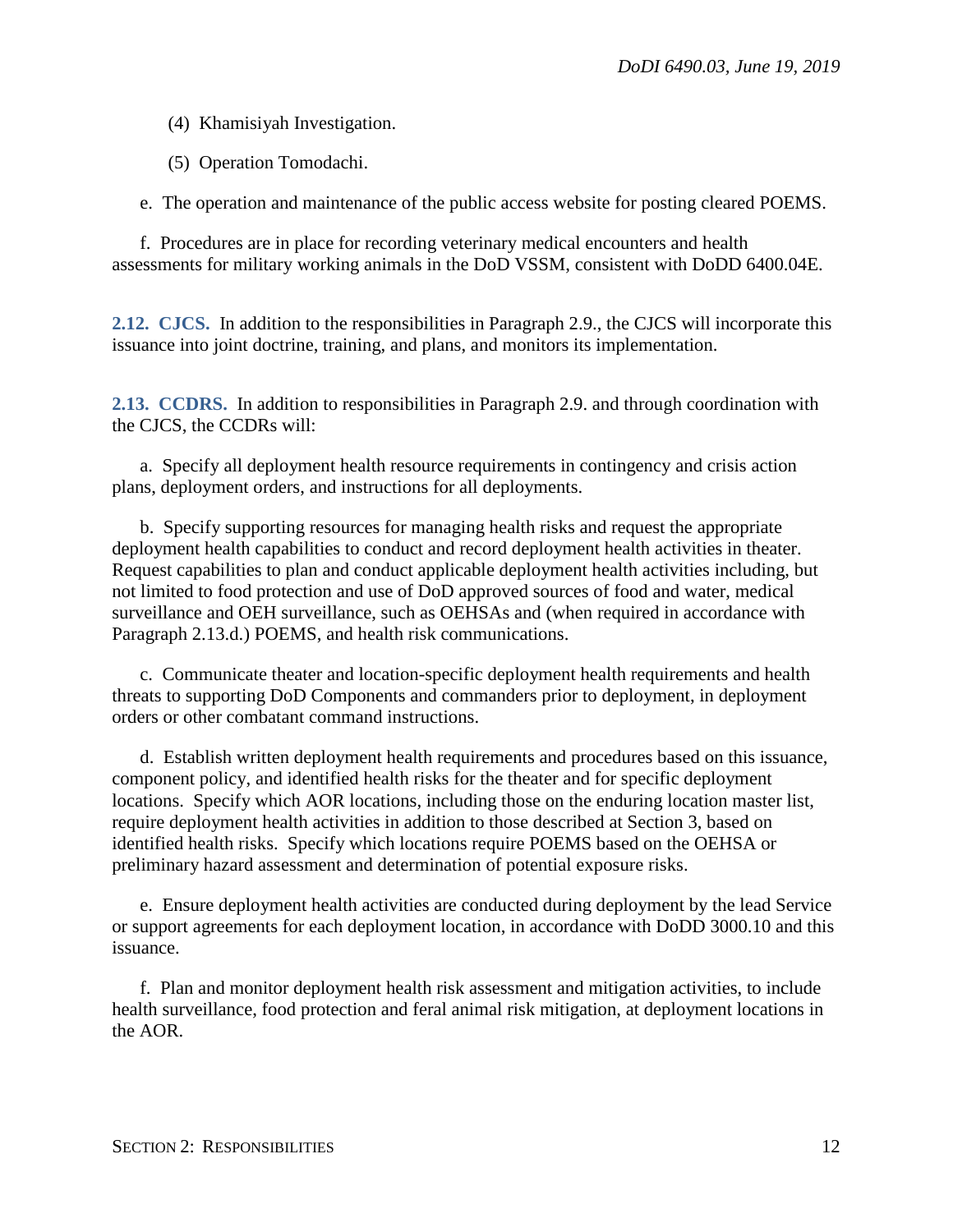(4) Khamisiyah Investigation.

(5) Operation Tomodachi.

e. The operation and maintenance of the public access website for posting cleared POEMS.

f. Procedures are in place for recording veterinary medical encounters and health assessments for military working animals in the DoD VSSM, consistent with DoDD 6400.04E.

**2.12. CJCS.** In addition to the responsibilities in Paragraph 2.9., the CJCS will incorporate this issuance into joint doctrine, training, and plans, and monitors its implementation.

**2.13. CCDRS.** In addition to responsibilities in Paragraph 2.9. and through coordination with the CJCS, the CCDRs will:

a. Specify all deployment health resource requirements in contingency and crisis action plans, deployment orders, and instructions for all deployments.

b. Specify supporting resources for managing health risks and request the appropriate deployment health capabilities to conduct and record deployment health activities in theater. Request capabilities to plan and conduct applicable deployment health activities including, but not limited to food protection and use of DoD approved sources of food and water, medical surveillance and OEH surveillance, such as OEHSAs and (when required in accordance with Paragraph 2.13.d.) POEMS, and health risk communications.

c. Communicate theater and location-specific deployment health requirements and health threats to supporting DoD Components and commanders prior to deployment, in deployment orders or other combatant command instructions.

d. Establish written deployment health requirements and procedures based on this issuance, component policy, and identified health risks for the theater and for specific deployment locations. Specify which AOR locations, including those on the enduring location master list, require deployment health activities in addition to those described at Section 3, based on identified health risks. Specify which locations require POEMS based on the OEHSA or preliminary hazard assessment and determination of potential exposure risks.

e. Ensure deployment health activities are conducted during deployment by the lead Service or support agreements for each deployment location, in accordance with DoDD 3000.10 and this issuance.

f. Plan and monitor deployment health risk assessment and mitigation activities, to include health surveillance, food protection and feral animal risk mitigation, at deployment locations in the AOR.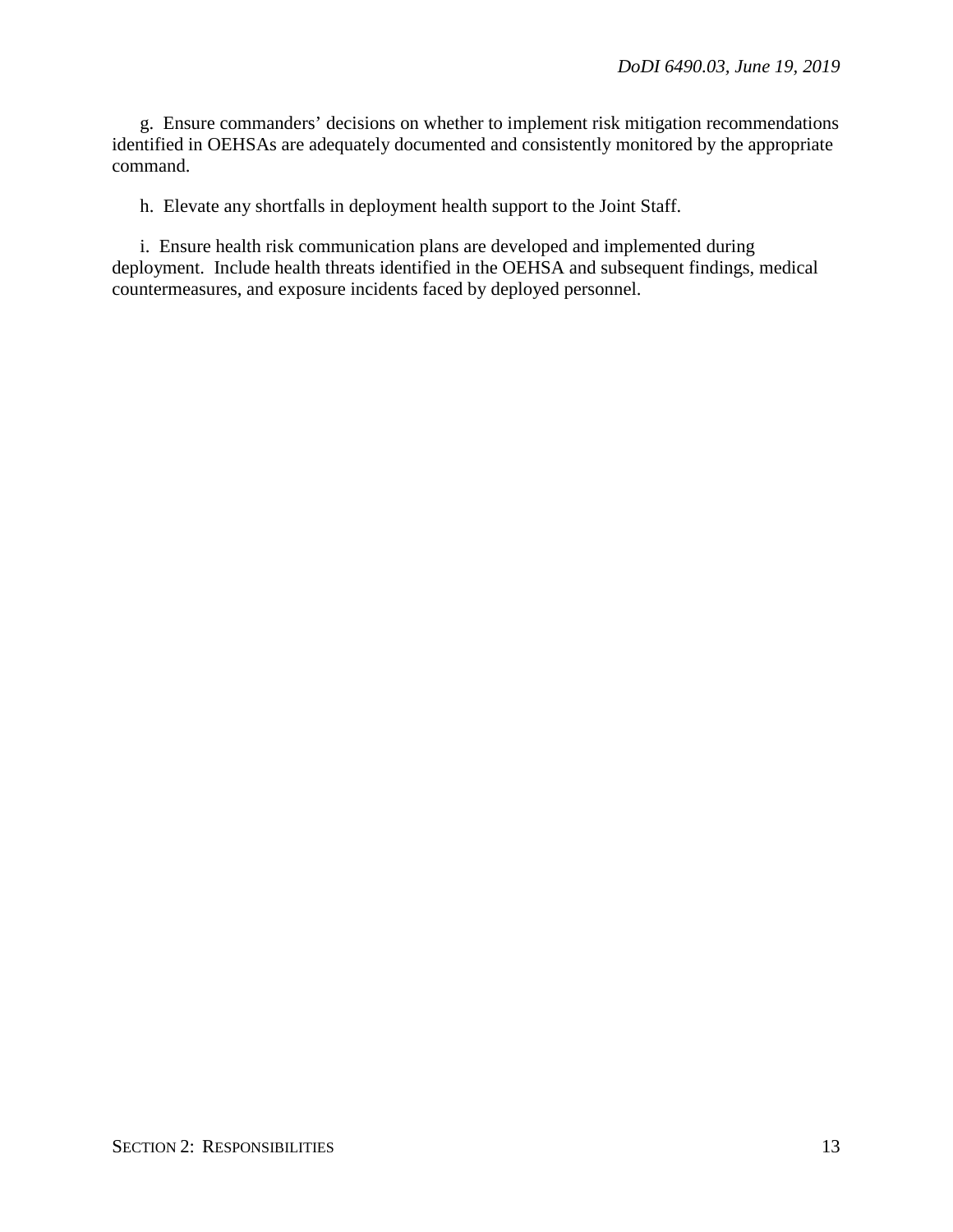g. Ensure commanders' decisions on whether to implement risk mitigation recommendations identified in OEHSAs are adequately documented and consistently monitored by the appropriate command.

h. Elevate any shortfalls in deployment health support to the Joint Staff.

i. Ensure health risk communication plans are developed and implemented during deployment. Include health threats identified in the OEHSA and subsequent findings, medical countermeasures, and exposure incidents faced by deployed personnel.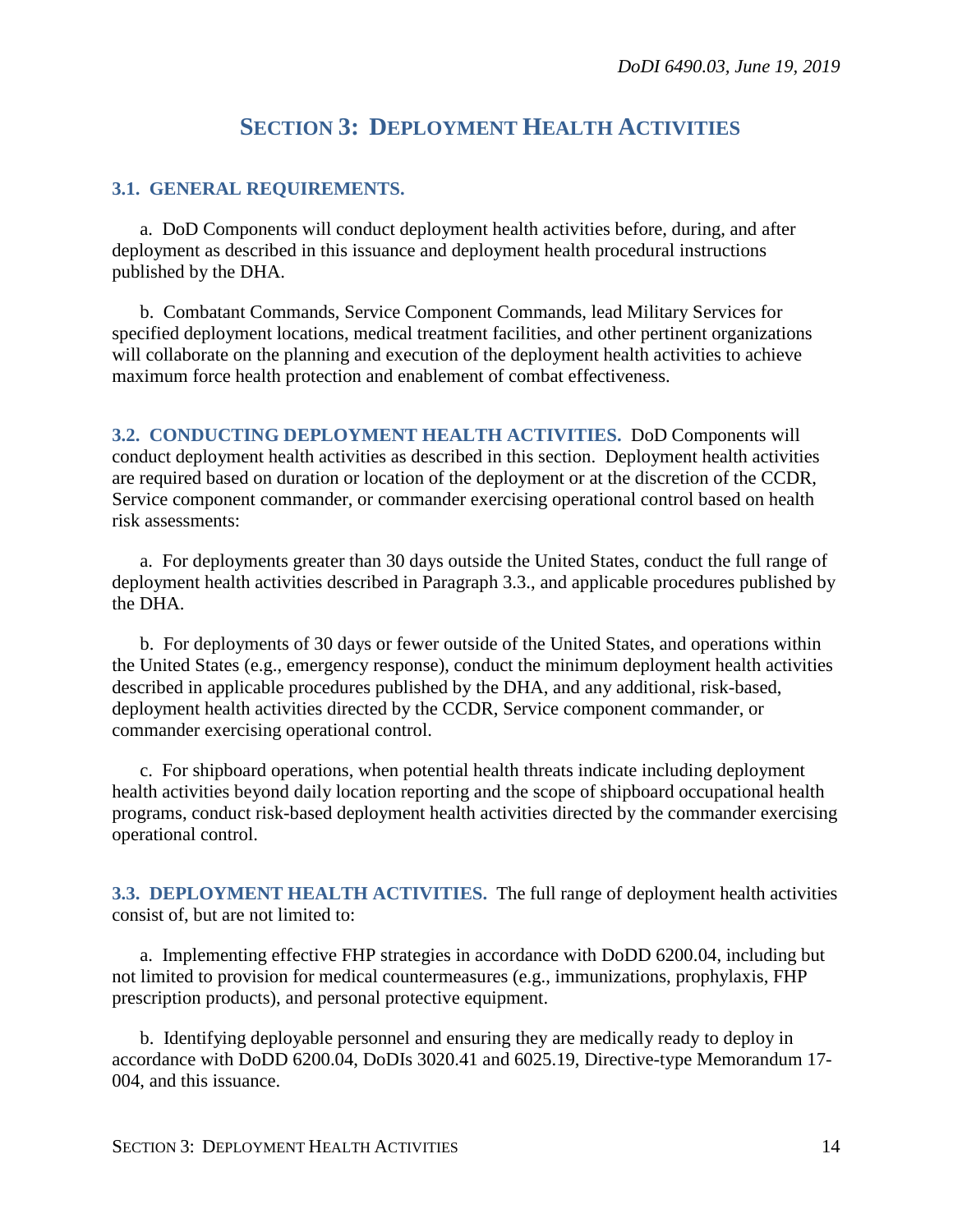# SECTION 3: DEPLOYMENT HEALTH ACTIVITIES

## 3.1. GENERAL REQUIREMENTS.

a. DoD Components will conduct deployment health activities before, during, and after deployment as described in this issuance and deployment health procedural instructions published by the DHA.

b. Combatant Commands, Service Component Commands, lead Military Services for specified deployment locations, medical treatment facilities, and other pertinent organizations will collaborate on the planning and execution of the deployment health activities to achieve maximum force health protection and enablement of combat effectiveness.

**3.2. CONDUCTING DEPLOYMENT HEALTH ACTIVITIES.** DoD Components will conduct deployment health activities as described in this section. Deployment health activities are required based on duration or location of the deployment or at the discretion of the CCDR, Service component commander, or commander exercising operational control based on health risk assessments:

a. For deployments greater than 30 days outside the United States, conduct the full range of deployment health activities described in Paragraph 3.3., and applicable procedures published by the DHA.

b. For deployments of 30 days or fewer outside of the United States, and operations within the United States (e.g., emergency response), conduct the minimum deployment health activities described in applicable procedures published by the DHA, and any additional, risk-based, deployment health activities directed by the CCDR, Service component commander, or commander exercising operational control.

c. For shipboard operations, when potential health threats indicate including deployment health activities beyond daily location reporting and the scope of shipboard occupational health programs, conduct risk-based deployment health activities directed by the commander exercising operational control.

**3.3. DEPLOYMENT HEALTH ACTIVITIES.** The full range of deployment health activities consist of, but are not limited to:

a. Implementing effective FHP strategies in accordance with DoDD 6200.04, including but not limited to provision for medical countermeasures (e.g., immunizations, prophylaxis, FHP prescription products), and personal protective equipment.

b. Identifying deployable personnel and ensuring they are medically ready to deploy in accordance with DoDD 6200.04, DoDIs 3020.41 and 6025.19, Directive-type Memorandum 17-004, and this issuance.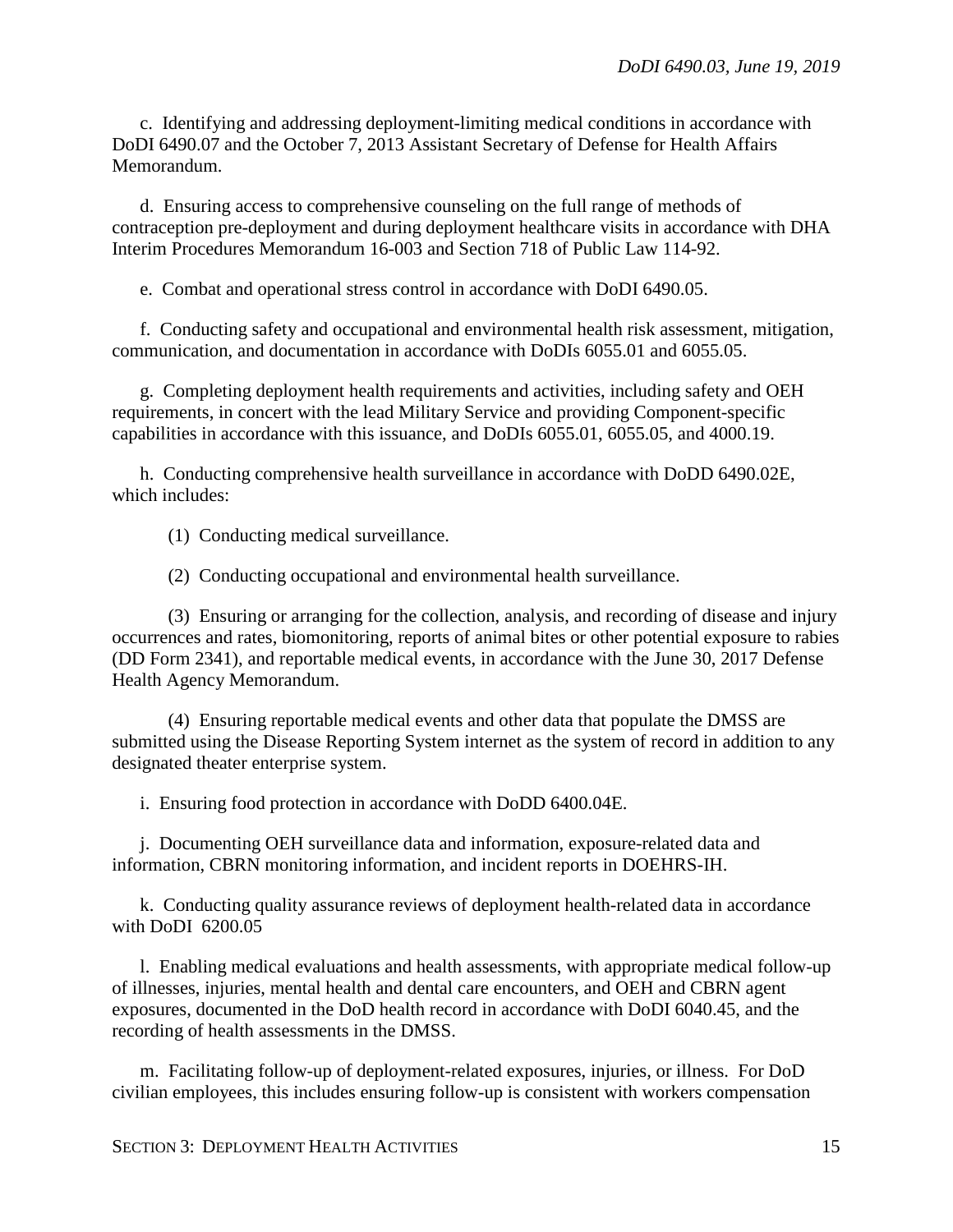c. Identifying and addressing deployment-limiting medical conditions in accordance with DoDI 6490.07 and the October 7, 2013 Assistant Secretary of Defense for Health Affairs Memorandum.

d. Ensuring access to comprehensive counseling on the full range of methods of contraception pre-deployment and during deployment healthcare visits in accordance with DHA Interim Procedures Memorandum 16-003 and Section 718 of Public Law 114-92.

e. Combat and operational stress control in accordance with DoDI 6490.05.

f. Conducting safety and occupational and environmental health risk assessment, mitigation, communication, and documentation in accordance with DoDIs 6055.01 and 6055.05.

g. Completing deployment health requirements and activities, including safety and OEH requirements, in concert with the lead Military Service and providing Component-specific capabilities in accordance with this issuance, and DoDIs 6055.01, 6055.05, and 4000.19.

h. Conducting comprehensive health surveillance in accordance with DoDD 6490.02E, which includes:

(1) Conducting medical surveillance.

(2) Conducting occupational and environmental health surveillance.

(3) Ensuring or arranging for the collection, analysis, and recording of disease and injury occurrences and rates, biomonitoring, reports of animal bites or other potential exposure to rabies (DD Form 2341), and reportable medical events, in accordance with the June 30, 2017 Defense Health Agency Memorandum.

(4) Ensuring reportable medical events and other data that populate the DMSS are submitted using the Disease Reporting System internet as the system of record in addition to any designated theater enterprise system.

i. Ensuring food protection in accordance with DoDD 6400.04E.

j. Documenting OEH surveillance data and information, exposure-related data and information, CBRN monitoring information, and incident reports in DOEHRS-IH.

k. Conducting quality assurance reviews of deployment health-related data in accordance with DoDI 6200.05

l. Enabling medical evaluations and health assessments, with appropriate medical follow-up of illnesses, injuries, mental health and dental care encounters, and OEH and CBRN agent exposures, documented in the DoD health record in accordance with DoDI 6040.45, and the recording of health assessments in the DMSS.

m. Facilitating follow-up of deployment-related exposures, injuries, or illness. For DoD civilian employees, this includes ensuring follow-up is consistent with workers compensation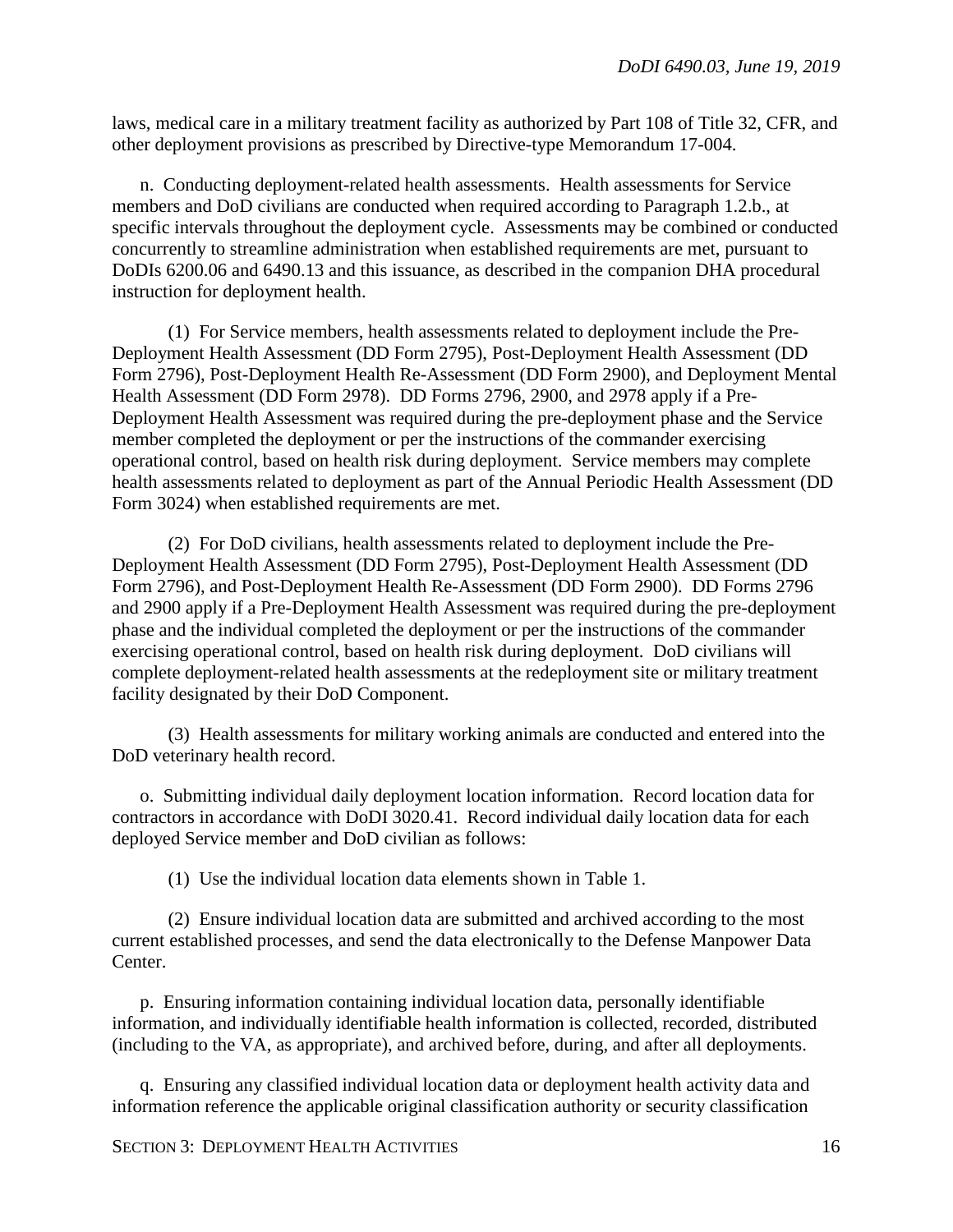laws, medical care in a military treatment facility as authorized by Part 108 of Title 32, CFR, and other deployment provisions as prescribed by Directive-type Memorandum 17-004.

n. Conducting deployment-related health assessments. Health assessments for Service members and DoD civilians are conducted when required according to Paragraph 1.2.b., at specific intervals throughout the deployment cycle. Assessments may be combined or conducted concurrently to streamline administration when established requirements are met, pursuant to DoDIs 6200.06 and 6490.13 and this issuance, as described in the companion DHA procedural instruction for deployment health.

(1) For Service members, health assessments related to deployment include the Pre-Deployment Health Assessment (DD Form 2795), Post-Deployment Health Assessment (DD Form 2796), Post-Deployment Health Re-Assessment (DD Form 2900), and Deployment Mental Health Assessment (DD Form 2978). DD Forms 2796, 2900, and 2978 apply if a Pre-Deployment Health Assessment was required during the pre-deployment phase and the Service member completed the deployment or per the instructions of the commander exercising operational control, based on health risk during deployment. Service members may complete health assessments related to deployment as part of the Annual Periodic Health Assessment (DD Form 3024) when established requirements are met.

(2) For DoD civilians, health assessments related to deployment include the Pre-Deployment Health Assessment (DD Form 2795), Post-Deployment Health Assessment (DD Form 2796), and Post-Deployment Health Re-Assessment (DD Form 2900). DD Forms 2796 and 2900 apply if a Pre-Deployment Health Assessment was required during the pre-deployment phase and the individual completed the deployment or per the instructions of the commander exercising operational control, based on health risk during deployment. DoD civilians will complete deployment-related health assessments at the redeployment site or military treatment facility designated by their DoD Component.

(3) Health assessments for military working animals are conducted and entered into the DoD veterinary health record.

o. Submitting individual daily deployment location information. Record location data for contractors in accordance with DoDI 3020.41. Record individual daily location data for each deployed Service member and DoD civilian as follows:

(1) Use the individual location data elements shown in Table 1.

(2) Ensure individual location data are submitted and archived according to the most current established processes, and send the data electronically to the Defense Manpower Data Center.

p. Ensuring information containing individual location data, personally identifiable information, and individually identifiable health information is collected, recorded, distributed (including to the VA, as appropriate), and archived before, during, and after all deployments.

q. Ensuring any classified individual location data or deployment health activity data and information reference the applicable original classification authority or security classification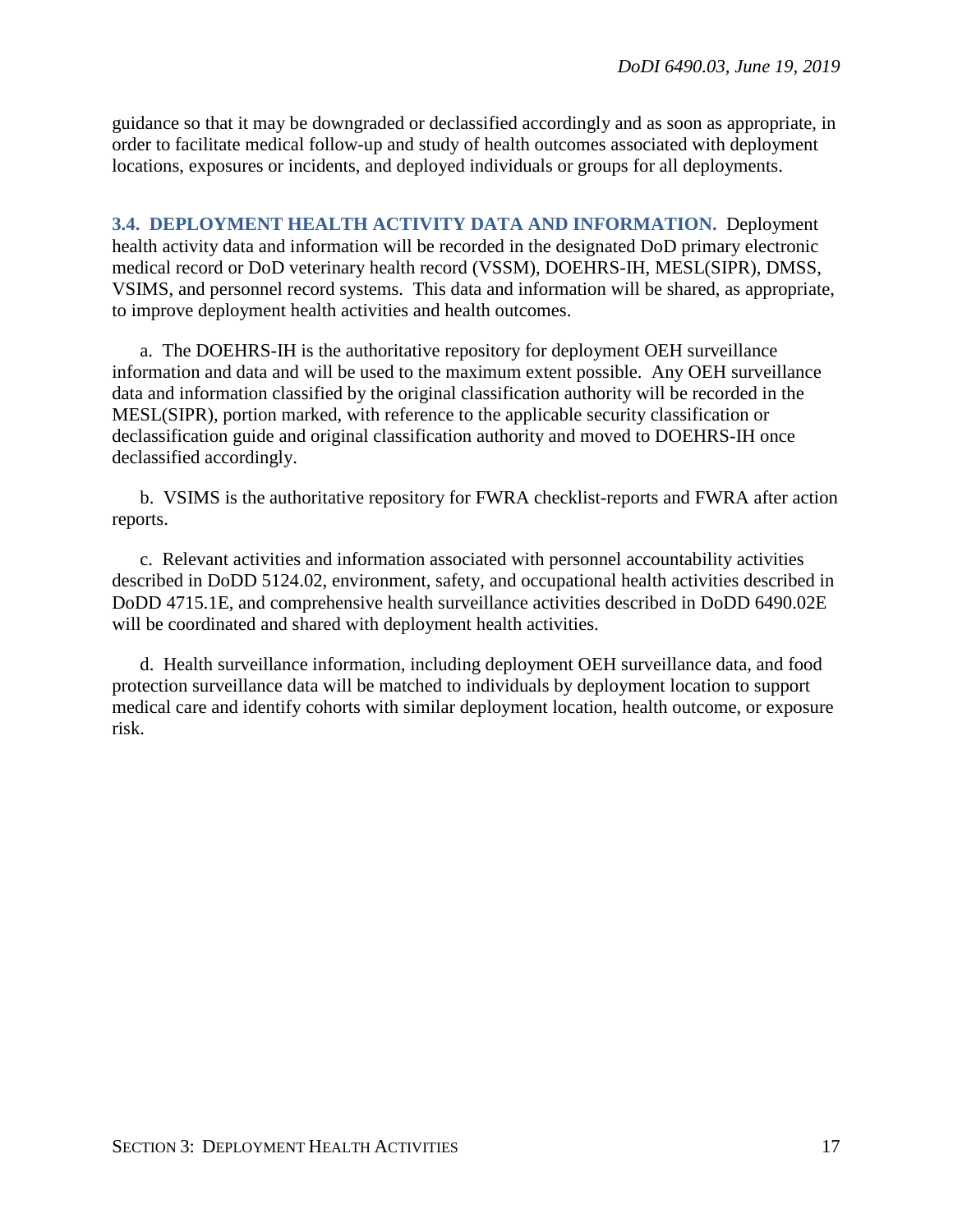guidance so that it may be downgraded or declassified accordingly and as soon as appropriate, in order to facilitate medical follow-up and study of health outcomes associated with deployment locations, exposures or incidents, and deployed individuals or groups for all deployments.

**3.4. DEPLOYMENT HEALTH ACTIVITY DATA AND INFORMATION.** Deployment health activity data and information will be recorded in the designated DoD primary electronic medical record or DoD veterinary health record (VSSM), DOEHRS-IH, MESL(SIPR), DMSS, VSIMS, and personnel record systems. This data and information will be shared, as appropriate, to improve deployment health activities and health outcomes.

a. The DOEHRS-IH is the authoritative repository for deployment OEH surveillance information and data and will be used to the maximum extent possible. Any OEH surveillance data and information classified by the original classification authority will be recorded in the MESL(SIPR), portion marked, with reference to the applicable security classification or declassification guide and original classification authority and moved to DOEHRS-IH once declassified accordingly.

b. VSIMS is the authoritative repository for FWRA checklist-reports and FWRA after action reports.

c. Relevant activities and information associated with personnel accountability activities described in DoDD 5124.02, environment, safety, and occupational health activities described in DoDD 4715.1E, and comprehensive health surveillance activities described in DoDD 6490.02E will be coordinated and shared with deployment health activities.

d. Health surveillance information, including deployment OEH surveillance data, and food protection surveillance data will be matched to individuals by deployment location to support medical care and identify cohorts with similar deployment location, health outcome, or exposure risk.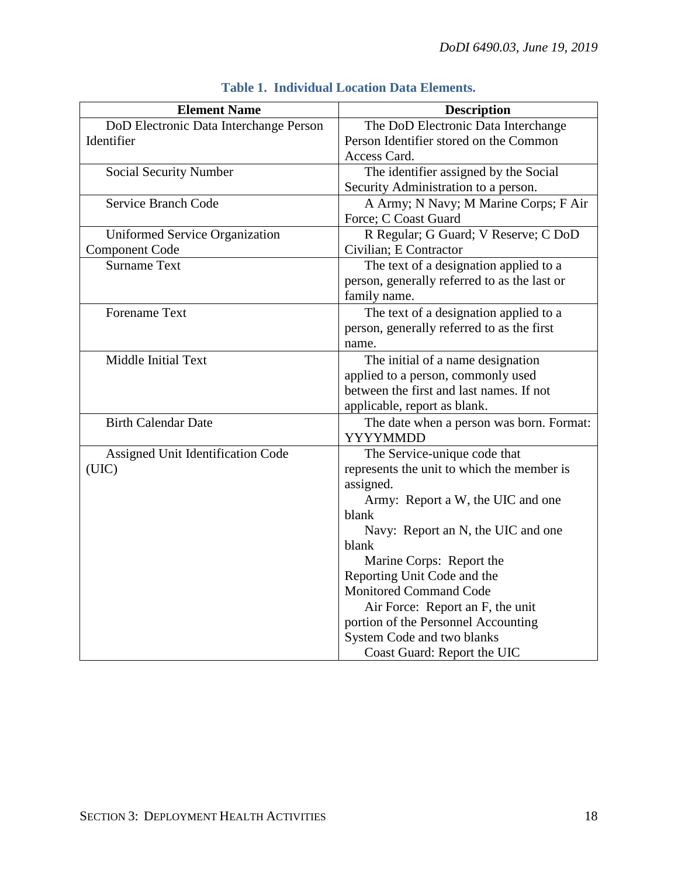**Table 1. Individual Location Data Elements.**

| Element Name | Description |
|---|---|
| DoD Electronic Data Interchange Person Identifier | The DoD Electronic Data Interchange Person Identifier stored on the Common Access Card. |
| Social Security Number | The identifier assigned by the Social Security Administration to a person. |
| Service Branch Code | A Army; N Navy; M Marine Corps; F Air Force; C Coast Guard |
| Uniformed Service Organization Component Code | R Regular; G Guard; V Reserve; C DoD Civilian; E Contractor |
| Surname Text | The text of a designation applied to a person, generally referred to as the last or family name. |
| Forename Text | The text of a designation applied to a person, generally referred to as the first name. |
| Middle Initial Text | The initial of a name designation applied to a person, commonly used between the first and last names. If not applicable, report as blank. |
| Birth Calendar Date | The date when a person was born. Format: YYYYMMDD |
| Assigned Unit Identification Code (UIC) | The Service-unique code that represents the unit to which the member is assigned.<br>Army: Report a W, the UIC and one blank<br>Navy: Report an N, the UIC and one blank<br>Marine Corps: Report the Reporting Unit Code and the Monitored Command Code<br>Air Force: Report an F, the unit portion of the Personnel Accounting System Code and two blanks<br>Coast Guard: Report the UIC |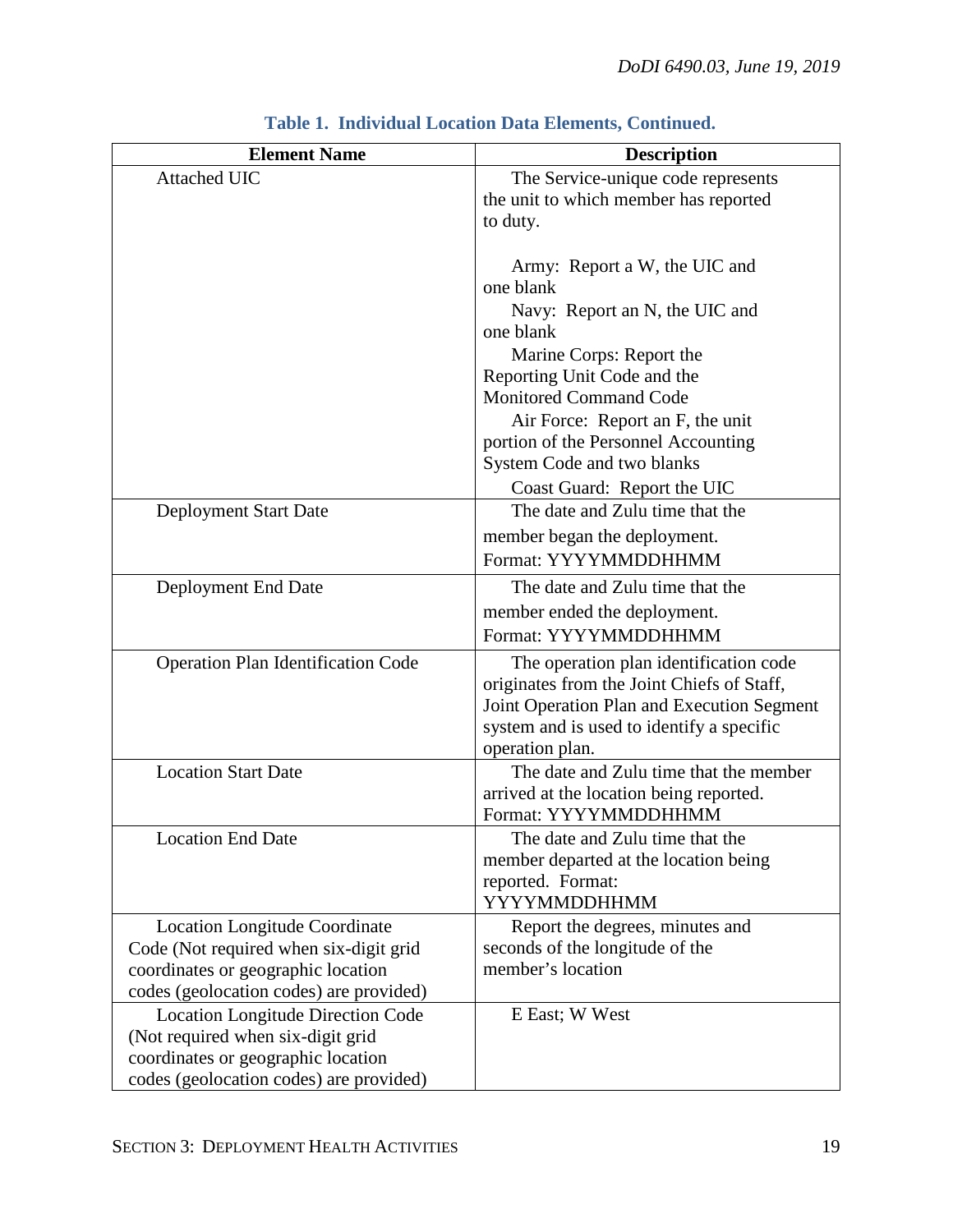**Table 1. Individual Location Data Elements, Continued.**

| Element Name | Description |
|---|---|
| Attached UIC | The Service-unique code represents the unit to which member has reported to duty.<br><br>Army: Report a W, the UIC and one blank<br>Navy: Report an N, the UIC and one blank<br>Marine Corps: Report the Reporting Unit Code and the Monitored Command Code<br>Air Force: Report an F, the unit portion of the Personnel Accounting System Code and two blanks<br>Coast Guard: Report the UIC |
| Deployment Start Date | The date and Zulu time that the member began the deployment. Format: YYYYMMDDHHMM |
| Deployment End Date | The date and Zulu time that the member ended the deployment. Format: YYYYMMDDHHMM |
| Operation Plan Identification Code | The operation plan identification code originates from the Joint Chiefs of Staff, Joint Operation Plan and Execution Segment system and is used to identify a specific operation plan. |
| Location Start Date | The date and Zulu time that the member arrived at the location being reported. Format: YYYYMMDDHHMM |
| Location End Date | The date and Zulu time that the member departed at the location being reported. Format: YYYYMMDDHHMM |
| Location Longitude Coordinate Code (Not required when six-digit grid coordinates or geographic location codes (geolocation codes) are provided) | Report the degrees, minutes and seconds of the longitude of the member's location |
| Location Longitude Direction Code (Not required when six-digit grid coordinates or geographic location codes (geolocation codes) are provided) | E East; W West |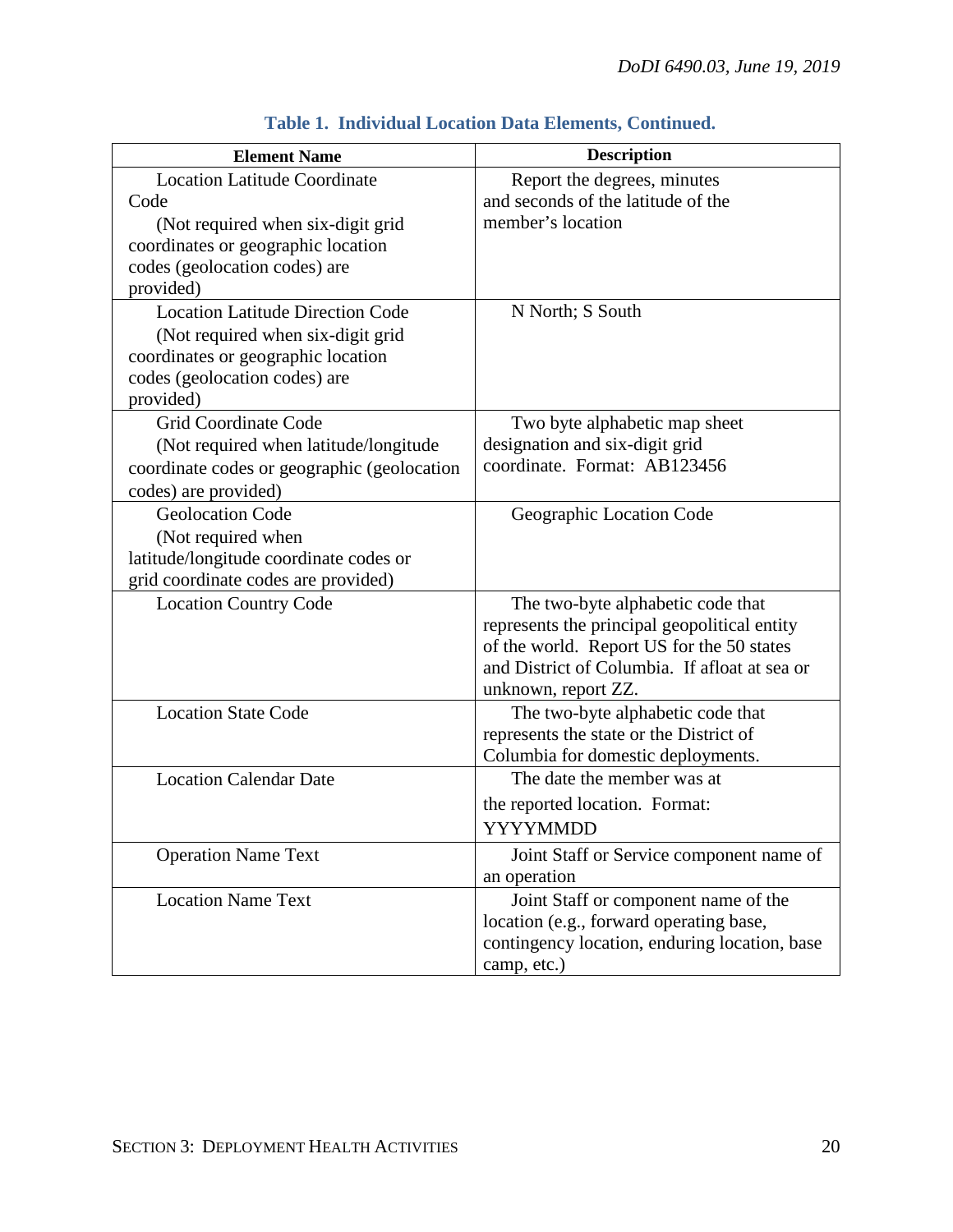**Table 1. Individual Location Data Elements, Continued.**

| Element Name | Description |
|---|---|
| Location Latitude Coordinate Code (Not required when six-digit grid coordinates or geographic location codes (geolocation codes) are provided) | Report the degrees, minutes and seconds of the latitude of the member's location |
| Location Latitude Direction Code (Not required when six-digit grid coordinates or geographic location codes (geolocation codes) are provided) | N North; S South |
| Grid Coordinate Code (Not required when latitude/longitude coordinate codes or geographic (geolocation codes) are provided) | Two byte alphabetic map sheet designation and six-digit grid coordinate. Format: AB123456 |
| Geolocation Code (Not required when latitude/longitude coordinate codes or grid coordinate codes are provided) | Geographic Location Code |
| Location Country Code | The two-byte alphabetic code that represents the principal geopolitical entity of the world. Report US for the 50 states and District of Columbia. If afloat at sea or unknown, report ZZ. |
| Location State Code | The two-byte alphabetic code that represents the state or the District of Columbia for domestic deployments. |
| Location Calendar Date | The date the member was at the reported location. Format: YYYYMMDD |
| Operation Name Text | Joint Staff or Service component name of an operation |
| Location Name Text | Joint Staff or component name of the location (e.g., forward operating base, contingency location, enduring location, base camp, etc.) |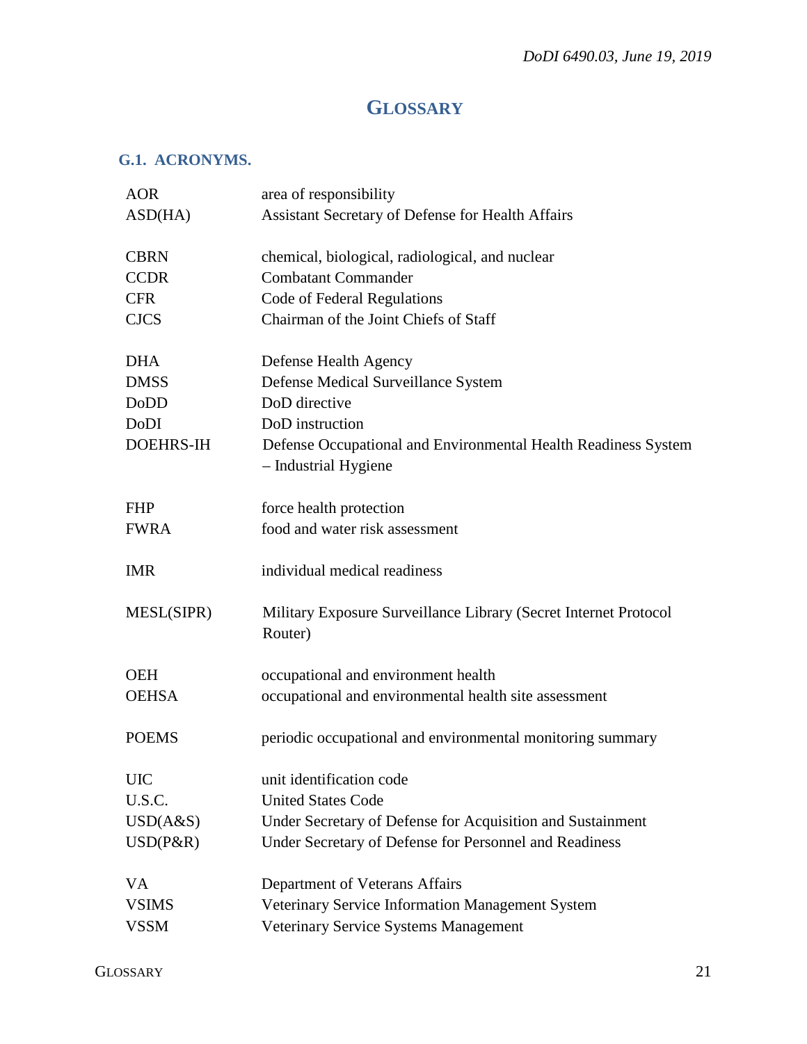# GLOSSARY

## G.1. ACRONYMS.

| | |
|---|---|
| AOR | area of responsibility |
| ASD(HA) | Assistant Secretary of Defense for Health Affairs |
| CBRN | chemical, biological, radiological, and nuclear |
| CCDR | Combatant Commander |
| CFR | Code of Federal Regulations |
| CJCS | Chairman of the Joint Chiefs of Staff |
| DHA | Defense Health Agency |
| DMSS | Defense Medical Surveillance System |
| DoDD | DoD directive |
| DoDI | DoD instruction |
| DOEHRS-IH | Defense Occupational and Environmental Health Readiness System – Industrial Hygiene |
| FHP | force health protection |
| FWRA | food and water risk assessment |
| IMR | individual medical readiness |
| MESL(SIPR) | Military Exposure Surveillance Library (Secret Internet Protocol Router) |
| OEH | occupational and environment health |
| OEHSA | occupational and environmental health site assessment |
| POEMS | periodic occupational and environmental monitoring summary |
| UIC | unit identification code |
| U.S.C. | United States Code |
| USD(A&S) | Under Secretary of Defense for Acquisition and Sustainment |
| USD(P&R) | Under Secretary of Defense for Personnel and Readiness |
| VA | Department of Veterans Affairs |
| VSIMS | Veterinary Service Information Management System |
| VSSM | Veterinary Service Systems Management |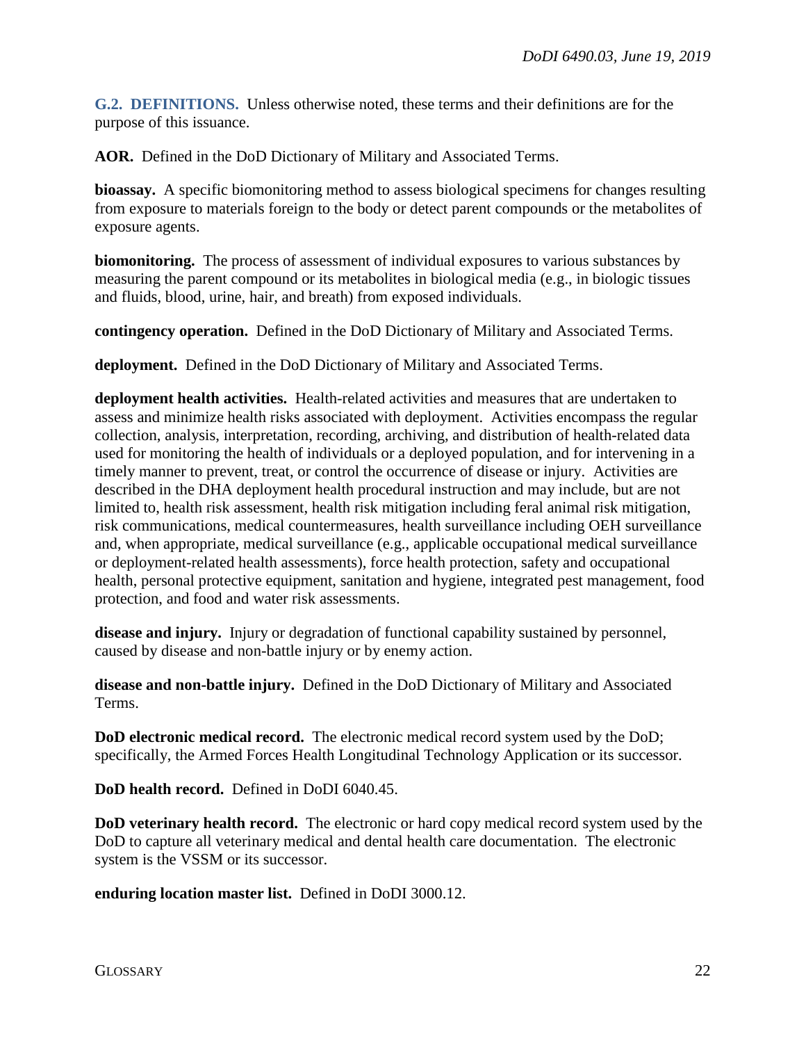**G.2. DEFINITIONS.** Unless otherwise noted, these terms and their definitions are for the purpose of this issuance.

**AOR.** Defined in the DoD Dictionary of Military and Associated Terms.

**bioassay.** A specific biomonitoring method to assess biological specimens for changes resulting from exposure to materials foreign to the body or detect parent compounds or the metabolites of exposure agents.

**biomonitoring.** The process of assessment of individual exposures to various substances by measuring the parent compound or its metabolites in biological media (e.g., in biologic tissues and fluids, blood, urine, hair, and breath) from exposed individuals.

**contingency operation.** Defined in the DoD Dictionary of Military and Associated Terms.

**deployment.** Defined in the DoD Dictionary of Military and Associated Terms.

**deployment health activities.** Health-related activities and measures that are undertaken to assess and minimize health risks associated with deployment. Activities encompass the regular collection, analysis, interpretation, recording, archiving, and distribution of health-related data used for monitoring the health of individuals or a deployed population, and for intervening in a timely manner to prevent, treat, or control the occurrence of disease or injury. Activities are described in the DHA deployment health procedural instruction and may include, but are not limited to, health risk assessment, health risk mitigation including feral animal risk mitigation, risk communications, medical countermeasures, health surveillance including OEH surveillance and, when appropriate, medical surveillance (e.g., applicable occupational medical surveillance or deployment-related health assessments), force health protection, safety and occupational health, personal protective equipment, sanitation and hygiene, integrated pest management, food protection, and food and water risk assessments.

**disease and injury.** Injury or degradation of functional capability sustained by personnel, caused by disease and non-battle injury or by enemy action.

**disease and non-battle injury.** Defined in the DoD Dictionary of Military and Associated Terms.

**DoD electronic medical record.** The electronic medical record system used by the DoD; specifically, the Armed Forces Health Longitudinal Technology Application or its successor.

**DoD health record.** Defined in DoDI 6040.45.

**DoD veterinary health record.** The electronic or hard copy medical record system used by the DoD to capture all veterinary medical and dental health care documentation. The electronic system is the VSSM or its successor.

**enduring location master list.** Defined in DoDI 3000.12.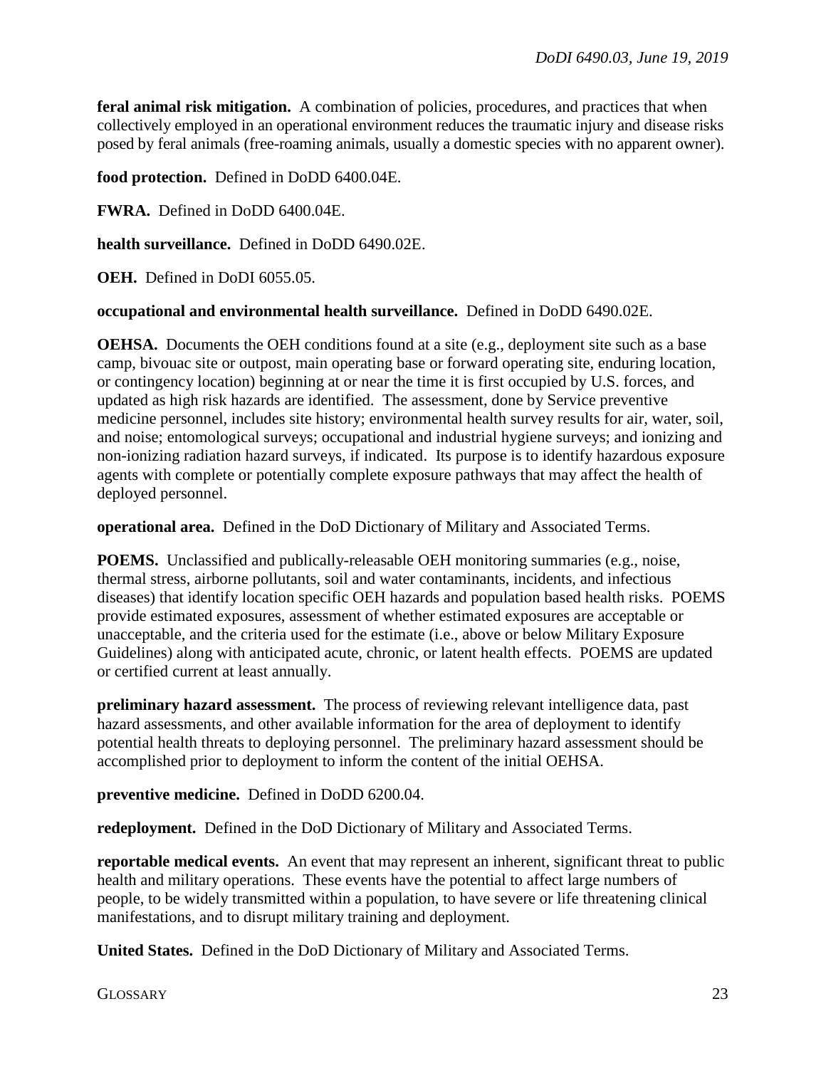**feral animal risk mitigation.** A combination of policies, procedures, and practices that when collectively employed in an operational environment reduces the traumatic injury and disease risks posed by feral animals (free-roaming animals, usually a domestic species with no apparent owner).

**food protection.** Defined in DoDD 6400.04E.

**FWRA.** Defined in DoDD 6400.04E.

**health surveillance.** Defined in DoDD 6490.02E.

**OEH.** Defined in DoDI 6055.05.

**occupational and environmental health surveillance.** Defined in DoDD 6490.02E.

**OEHSA.** Documents the OEH conditions found at a site (e.g., deployment site such as a base camp, bivouac site or outpost, main operating base or forward operating site, enduring location, or contingency location) beginning at or near the time it is first occupied by U.S. forces, and updated as high risk hazards are identified. The assessment, done by Service preventive medicine personnel, includes site history; environmental health survey results for air, water, soil, and noise; entomological surveys; occupational and industrial hygiene surveys; and ionizing and non-ionizing radiation hazard surveys, if indicated. Its purpose is to identify hazardous exposure agents with complete or potentially complete exposure pathways that may affect the health of deployed personnel.

**operational area.** Defined in the DoD Dictionary of Military and Associated Terms.

**POEMS.** Unclassified and publically-releasable OEH monitoring summaries (e.g., noise, thermal stress, airborne pollutants, soil and water contaminants, incidents, and infectious diseases) that identify location specific OEH hazards and population based health risks. POEMS provide estimated exposures, assessment of whether estimated exposures are acceptable or unacceptable, and the criteria used for the estimate (i.e., above or below Military Exposure Guidelines) along with anticipated acute, chronic, or latent health effects. POEMS are updated or certified current at least annually.

**preliminary hazard assessment.** The process of reviewing relevant intelligence data, past hazard assessments, and other available information for the area of deployment to identify potential health threats to deploying personnel. The preliminary hazard assessment should be accomplished prior to deployment to inform the content of the initial OEHSA.

**preventive medicine.** Defined in DoDD 6200.04.

**redeployment.** Defined in the DoD Dictionary of Military and Associated Terms.

**reportable medical events.** An event that may represent an inherent, significant threat to public health and military operations. These events have the potential to affect large numbers of people, to be widely transmitted within a population, to have severe or life threatening clinical manifestations, and to disrupt military training and deployment.

**United States.** Defined in the DoD Dictionary of Military and Associated Terms.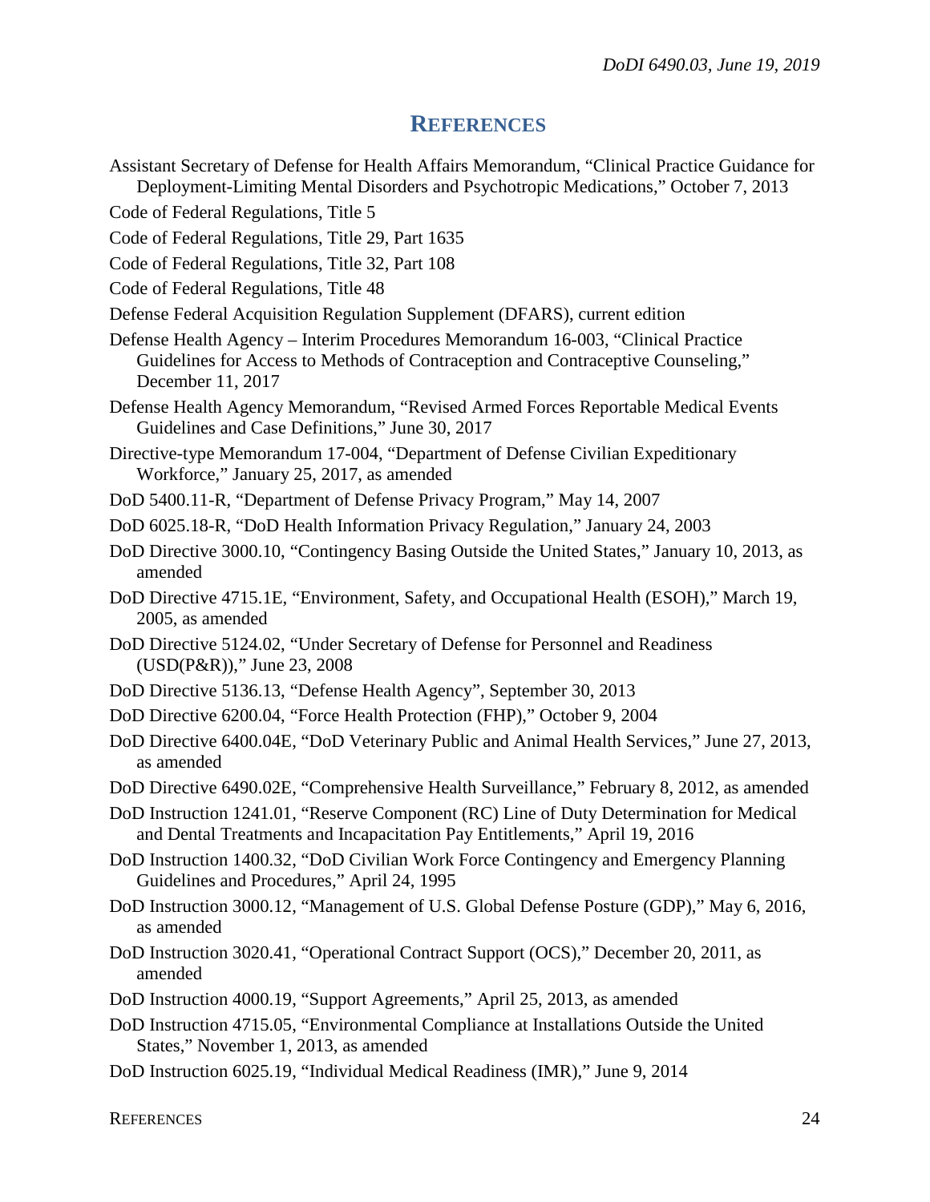## REFERENCES

Assistant Secretary of Defense for Health Affairs Memorandum, "Clinical Practice Guidance for Deployment-Limiting Mental Disorders and Psychotropic Medications," October 7, 2013

Code of Federal Regulations, Title 5

Code of Federal Regulations, Title 29, Part 1635

Code of Federal Regulations, Title 32, Part 108

Code of Federal Regulations, Title 48

Defense Federal Acquisition Regulation Supplement (DFARS), current edition

Defense Health Agency – Interim Procedures Memorandum 16-003, "Clinical Practice Guidelines for Access to Methods of Contraception and Contraceptive Counseling," December 11, 2017

Defense Health Agency Memorandum, "Revised Armed Forces Reportable Medical Events Guidelines and Case Definitions," June 30, 2017

Directive-type Memorandum 17-004, "Department of Defense Civilian Expeditionary Workforce," January 25, 2017, as amended

DoD 5400.11-R, "Department of Defense Privacy Program," May 14, 2007

DoD 6025.18-R, "DoD Health Information Privacy Regulation," January 24, 2003

DoD Directive 3000.10, "Contingency Basing Outside the United States," January 10, 2013, as amended

DoD Directive 4715.1E, "Environment, Safety, and Occupational Health (ESOH)," March 19, 2005, as amended

DoD Directive 5124.02, "Under Secretary of Defense for Personnel and Readiness (USD(P&R))," June 23, 2008

DoD Directive 5136.13, "Defense Health Agency", September 30, 2013

DoD Directive 6200.04, "Force Health Protection (FHP)," October 9, 2004

DoD Directive 6400.04E, "DoD Veterinary Public and Animal Health Services," June 27, 2013, as amended

DoD Directive 6490.02E, "Comprehensive Health Surveillance," February 8, 2012, as amended

DoD Instruction 1241.01, "Reserve Component (RC) Line of Duty Determination for Medical and Dental Treatments and Incapacitation Pay Entitlements," April 19, 2016

DoD Instruction 1400.32, "DoD Civilian Work Force Contingency and Emergency Planning Guidelines and Procedures," April 24, 1995

DoD Instruction 3000.12, "Management of U.S. Global Defense Posture (GDP)," May 6, 2016, as amended

DoD Instruction 3020.41, "Operational Contract Support (OCS)," December 20, 2011, as amended

DoD Instruction 4000.19, "Support Agreements," April 25, 2013, as amended

DoD Instruction 4715.05, "Environmental Compliance at Installations Outside the United States," November 1, 2013, as amended

DoD Instruction 6025.19, "Individual Medical Readiness (IMR)," June 9, 2014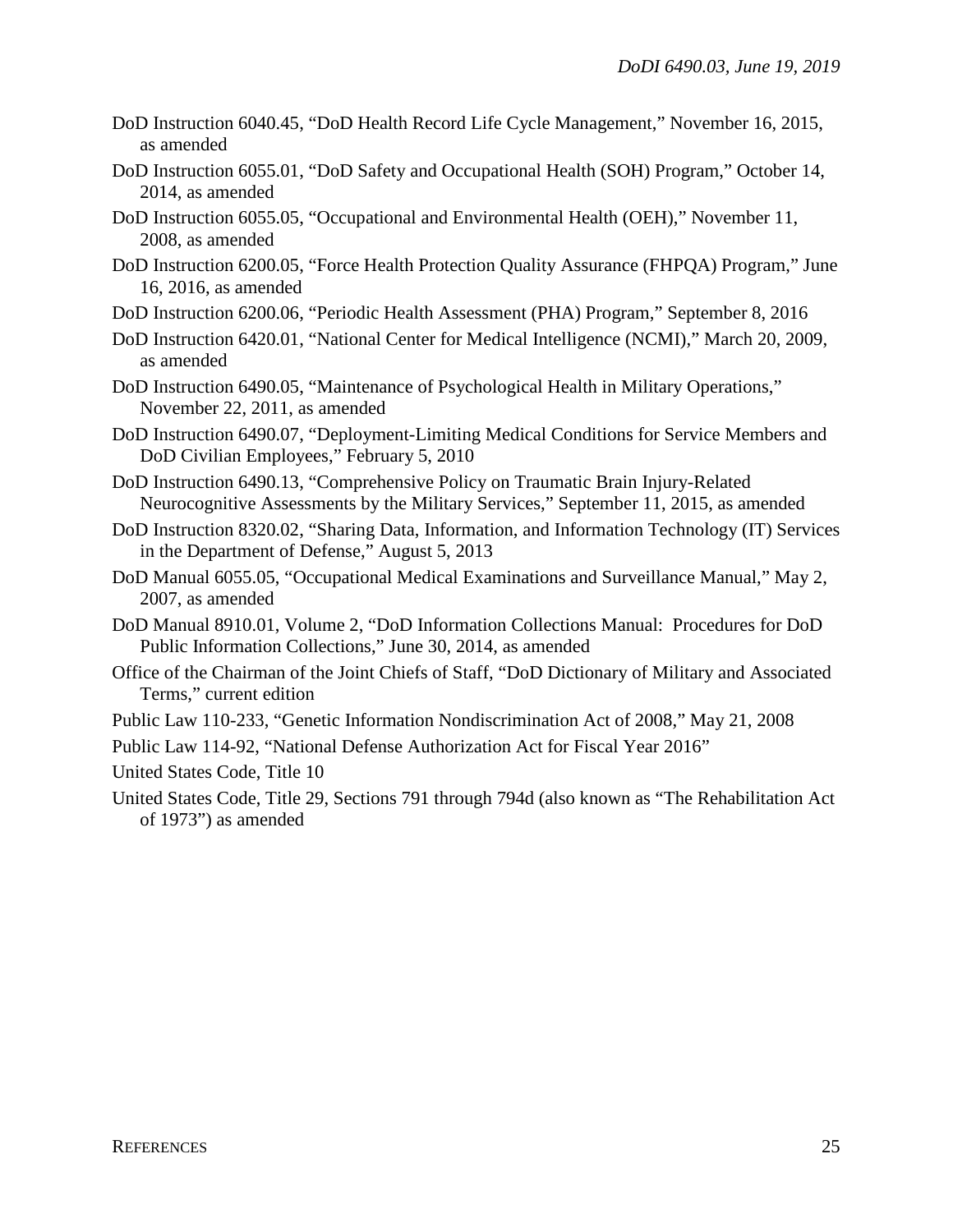DoD Instruction 6040.45, "DoD Health Record Life Cycle Management," November 16, 2015, as amended

DoD Instruction 6055.01, "DoD Safety and Occupational Health (SOH) Program," October 14, 2014, as amended

DoD Instruction 6055.05, "Occupational and Environmental Health (OEH)," November 11, 2008, as amended

DoD Instruction 6200.05, "Force Health Protection Quality Assurance (FHPQA) Program," June 16, 2016, as amended

DoD Instruction 6200.06, "Periodic Health Assessment (PHA) Program," September 8, 2016

DoD Instruction 6420.01, "National Center for Medical Intelligence (NCMI)," March 20, 2009, as amended

DoD Instruction 6490.05, "Maintenance of Psychological Health in Military Operations," November 22, 2011, as amended

DoD Instruction 6490.07, "Deployment-Limiting Medical Conditions for Service Members and DoD Civilian Employees," February 5, 2010

DoD Instruction 6490.13, "Comprehensive Policy on Traumatic Brain Injury-Related Neurocognitive Assessments by the Military Services," September 11, 2015, as amended

DoD Instruction 8320.02, "Sharing Data, Information, and Information Technology (IT) Services in the Department of Defense," August 5, 2013

DoD Manual 6055.05, "Occupational Medical Examinations and Surveillance Manual," May 2, 2007, as amended

DoD Manual 8910.01, Volume 2, "DoD Information Collections Manual: Procedures for DoD Public Information Collections," June 30, 2014, as amended

Office of the Chairman of the Joint Chiefs of Staff, "DoD Dictionary of Military and Associated Terms," current edition

Public Law 110-233, "Genetic Information Nondiscrimination Act of 2008," May 21, 2008

Public Law 114-92, "National Defense Authorization Act for Fiscal Year 2016"

United States Code, Title 10

United States Code, Title 29, Sections 791 through 794d (also known as "The Rehabilitation Act of 1973") as amended